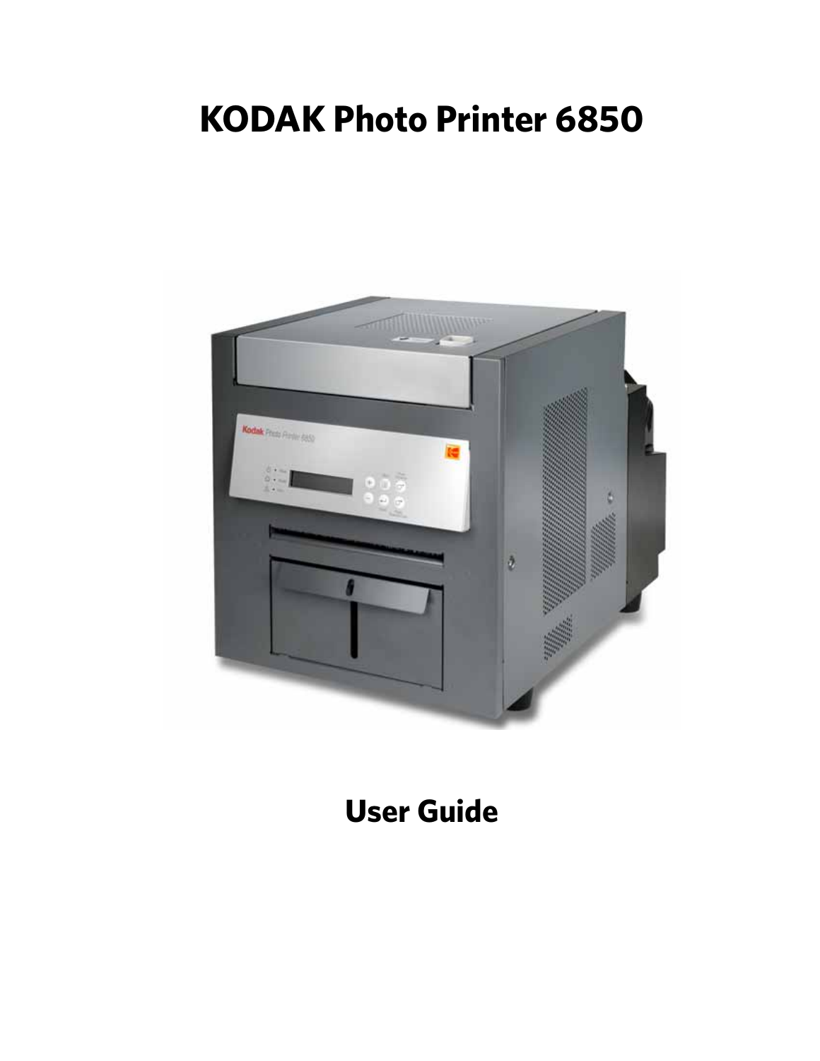# KODAK Photo Printer 6850

## User Guide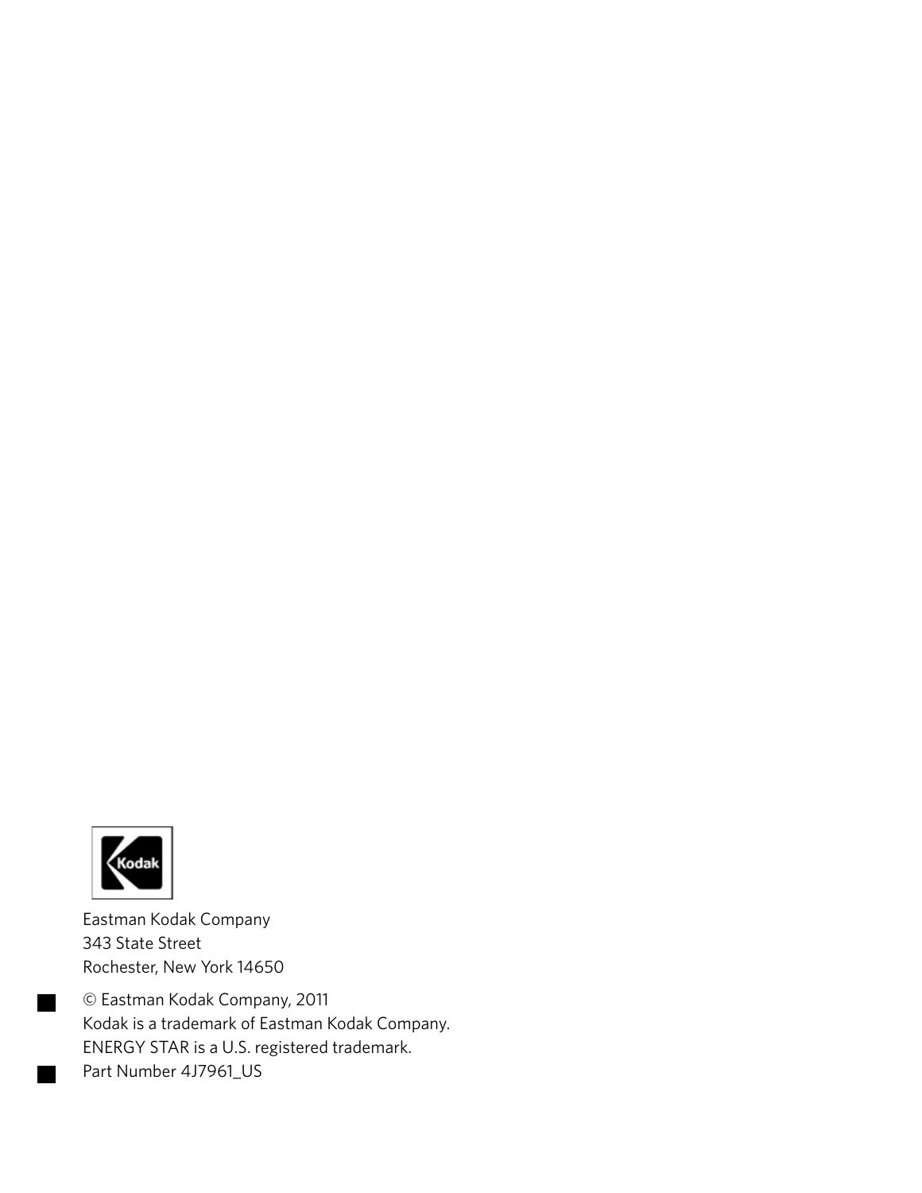Eastman Kodak Company
343 State Street
Rochester, New York 14650

© Eastman Kodak Company, 2011
Kodak is a trademark of Eastman Kodak Company.
ENERGY STAR is a U.S. registered trademark.
Part Number 4J7961_US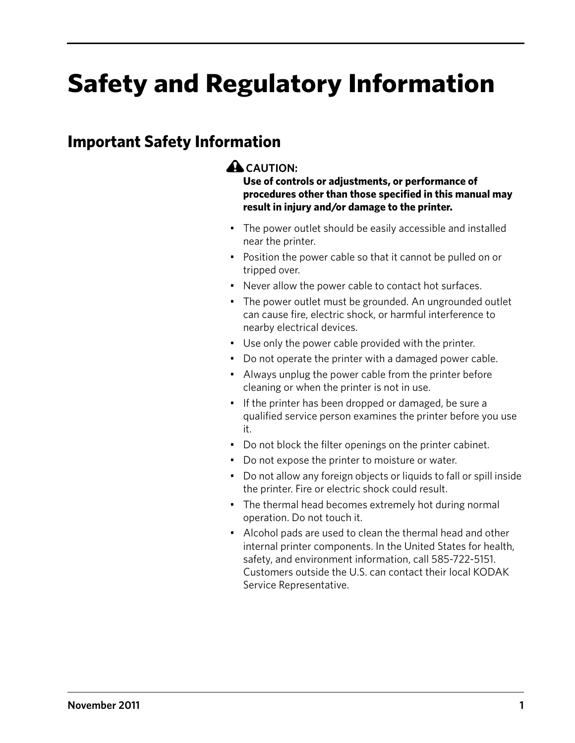# Safety and Regulatory Information

## Important Safety Information

**CAUTION:**
**Use of controls or adjustments, or performance of procedures other than those specified in this manual may result in injury and/or damage to the printer.**

- The power outlet should be easily accessible and installed near the printer.
- Position the power cable so that it cannot be pulled on or tripped over.
- Never allow the power cable to contact hot surfaces.
- The power outlet must be grounded. An ungrounded outlet can cause fire, electric shock, or harmful interference to nearby electrical devices.
- Use only the power cable provided with the printer.
- Do not operate the printer with a damaged power cable.
- Always unplug the power cable from the printer before cleaning or when the printer is not in use.
- If the printer has been dropped or damaged, be sure a qualified service person examines the printer before you use it.
- Do not block the filter openings on the printer cabinet.
- Do not expose the printer to moisture or water.
- Do not allow any foreign objects or liquids to fall or spill inside the printer. Fire or electric shock could result.
- The thermal head becomes extremely hot during normal operation. Do not touch it.
- Alcohol pads are used to clean the thermal head and other internal printer components. In the United States for health, safety, and environment information, call 585-722-5151. Customers outside the U.S. can contact their local KODAK Service Representative.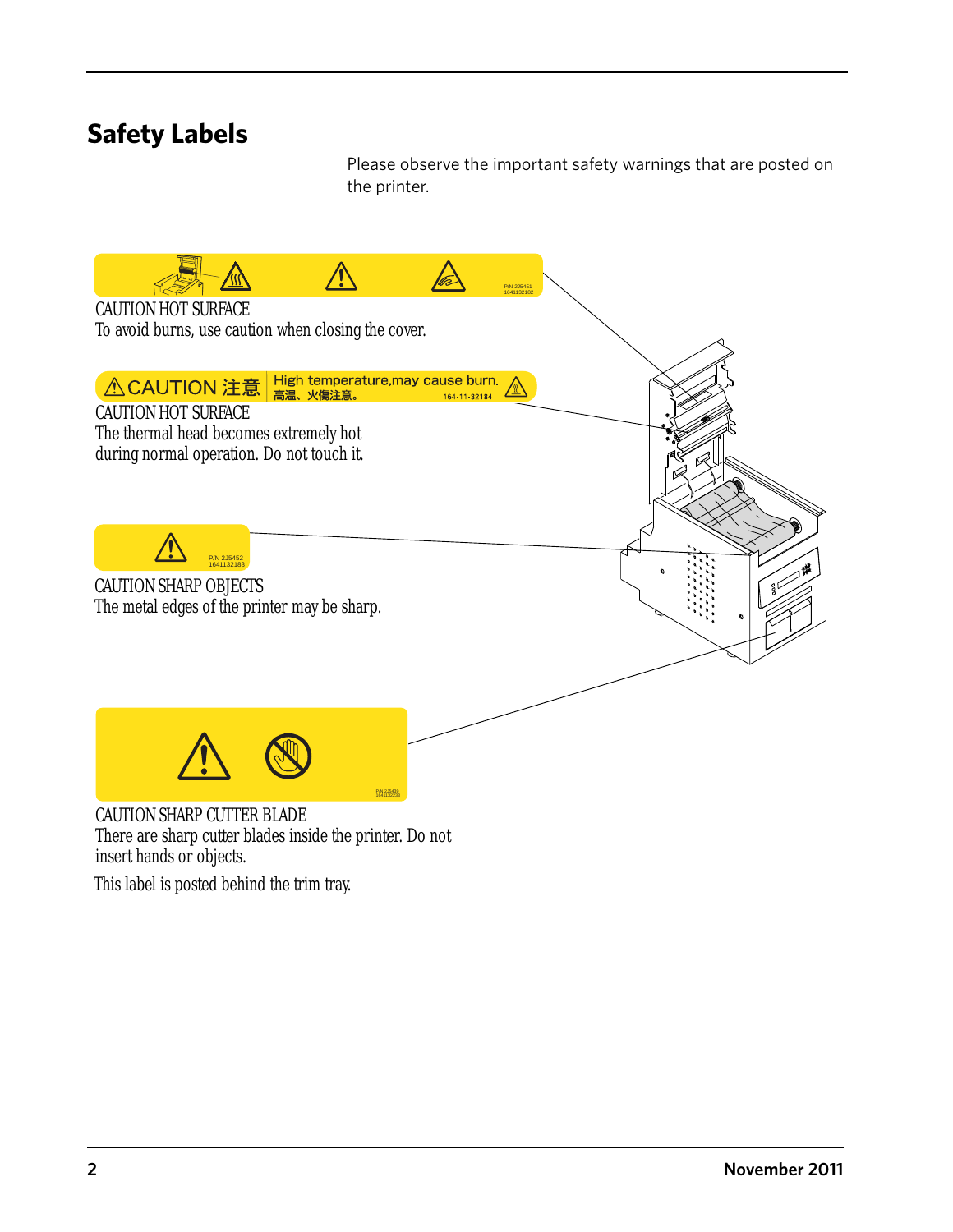# Safety Labels

Please observe the important safety warnings that are posted on the printer.

CAUTION HOT SURFACE
To avoid burns, use caution when closing the cover.

CAUTION HOT SURFACE
The thermal head becomes extremely hot during normal operation. Do not touch it.

CAUTION SHARP OBJECTS
The metal edges of the printer may be sharp.

CAUTION SHARP CUTTER BLADE
There are sharp cutter blades inside the printer. Do not insert hands or objects.

This label is posted behind the trim tray.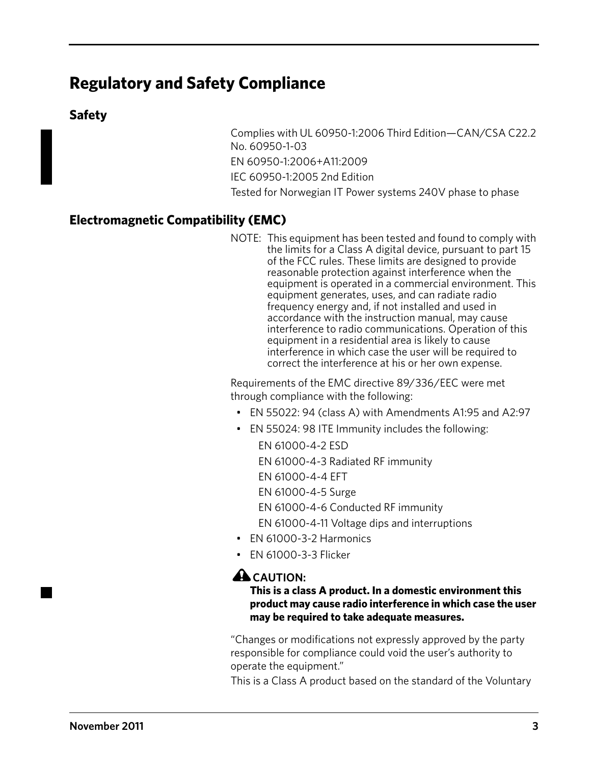# Regulatory and Safety Compliance

## Safety

Complies with UL 60950-1:2006 Third Edition—CAN/CSA C22.2 No. 60950-1-03

EN 60950-1:2006+A11:2009

IEC 60950-1:2005 2nd Edition

Tested for Norwegian IT Power systems 240V phase to phase

## Electromagnetic Compatibility (EMC)

NOTE: This equipment has been tested and found to comply with the limits for a Class A digital device, pursuant to part 15 of the FCC rules. These limits are designed to provide reasonable protection against interference when the equipment is operated in a commercial environment. This equipment generates, uses, and can radiate radio frequency energy and, if not installed and used in accordance with the instruction manual, may cause interference to radio communications. Operation of this equipment in a residential area is likely to cause interference in which case the user will be required to correct the interference at his or her own expense.

Requirements of the EMC directive 89/336/EEC were met through compliance with the following:

- EN 55022: 94 (class A) with Amendments A1:95 and A2:97
- EN 55024: 98 ITE Immunity includes the following:
  - EN 61000-4-2 ESD
  - EN 61000-4-3 Radiated RF immunity
  - EN 61000-4-4 EFT
  - EN 61000-4-5 Surge
  - EN 61000-4-6 Conducted RF immunity
  - EN 61000-4-11 Voltage dips and interruptions
- EN 61000-3-2 Harmonics
- EN 61000-3-3 Flicker

**CAUTION:**

**This is a class A product. In a domestic environment this product may cause radio interference in which case the user may be required to take adequate measures.**

"Changes or modifications not expressly approved by the party responsible for compliance could void the user's authority to operate the equipment."

This is a Class A product based on the standard of the Voluntary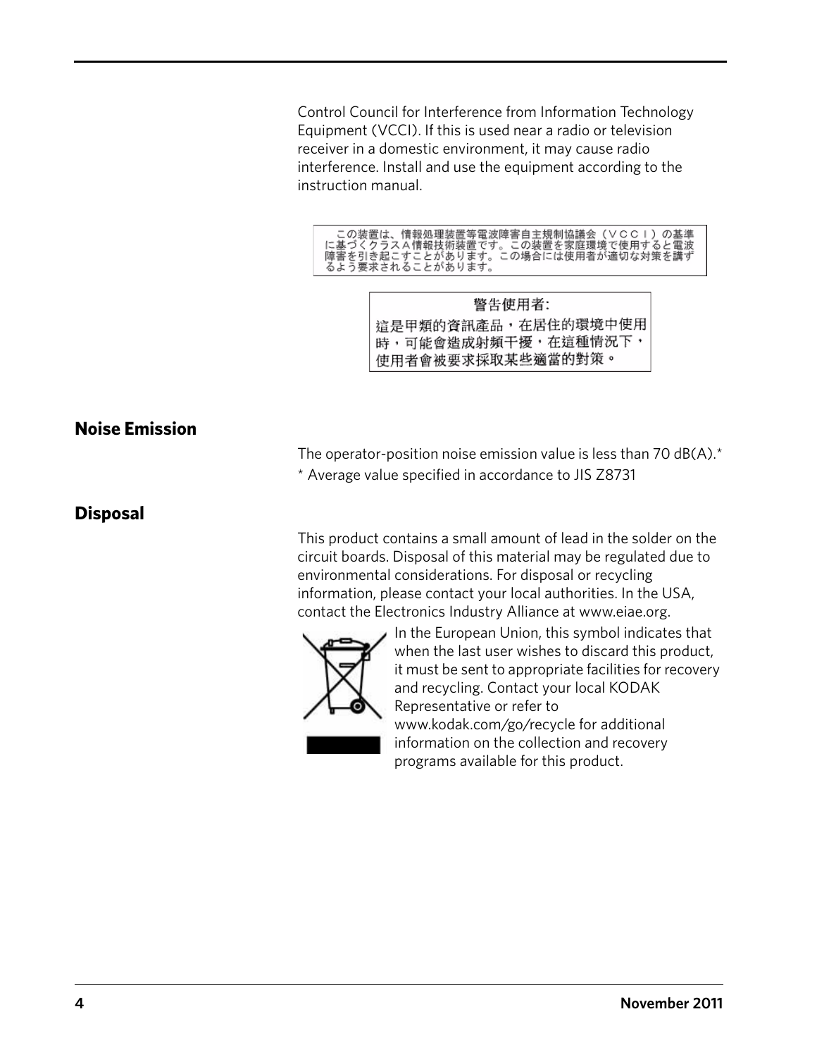Control Council for Interference from Information Technology Equipment (VCCI). If this is used near a radio or television receiver in a domestic environment, it may cause radio interference. Install and use the equipment according to the instruction manual.

この装置は、情報処理装置等電波障害自主規制協議会（ＶＣＣＩ）の基準に基づくクラスＡ情報技術装置です。この装置を家庭環境で使用すると電波障害を引き起こすことがあります。この場合には使用者が適切な対策を講ずるよう要求されることがあります。

警告使用者:
這是甲類的資訊產品，在居住的環境中使用時，可能會造成射頻干擾，在這種情況下，使用者會被要求採取某些適當的對策。

## Noise Emission

The operator-position noise emission value is less than 70 dB(A).*

* Average value specified in accordance to JIS Z8731

## Disposal

This product contains a small amount of lead in the solder on the circuit boards. Disposal of this material may be regulated due to environmental considerations. For disposal or recycling information, please contact your local authorities. In the USA, contact the Electronics Industry Alliance at www.eiae.org.

In the European Union, this symbol indicates that when the last user wishes to discard this product, it must be sent to appropriate facilities for recovery and recycling. Contact your local KODAK Representative or refer to www.kodak.com/go/recycle for additional information on the collection and recovery programs available for this product.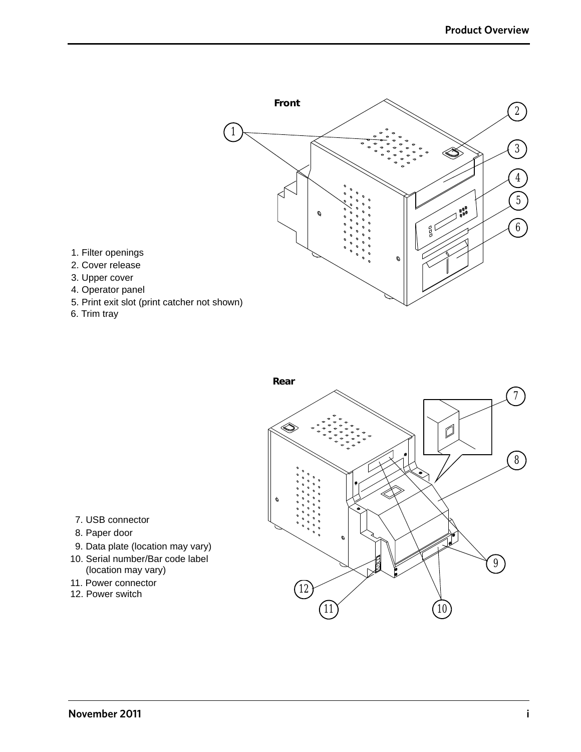**Front**

1. Filter openings
2. Cover release
3. Upper cover
4. Operator panel
5. Print exit slot (print catcher not shown)
6. Trim tray

**Rear**

7. USB connector
8. Paper door
9. Data plate (location may vary)
10. Serial number/Bar code label (location may vary)
11. Power connector
12. Power switch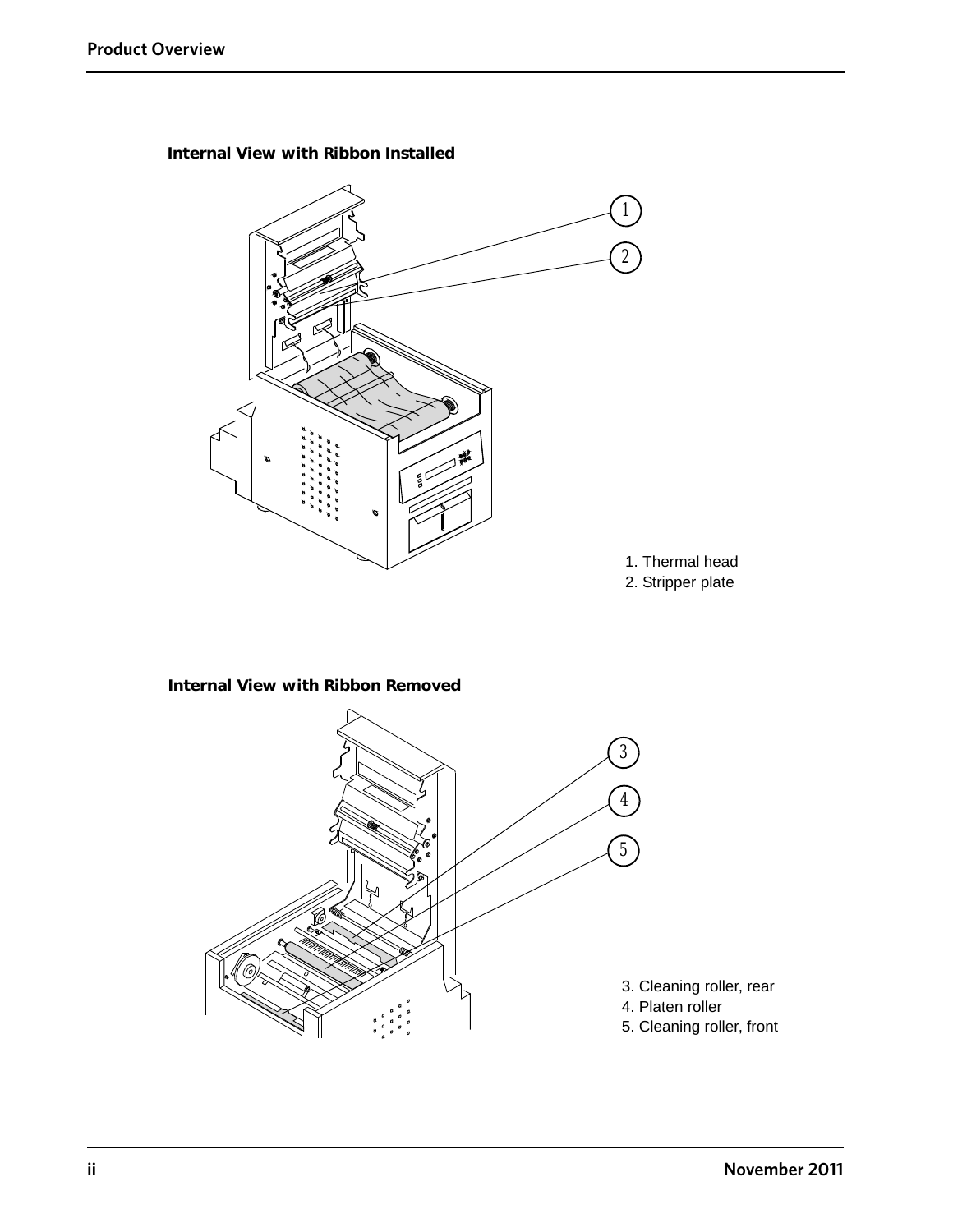**Internal View with Ribbon Installed**

1. Thermal head
2. Stripper plate

**Internal View with Ribbon Removed**

3. Cleaning roller, rear
4. Platen roller
5. Cleaning roller, front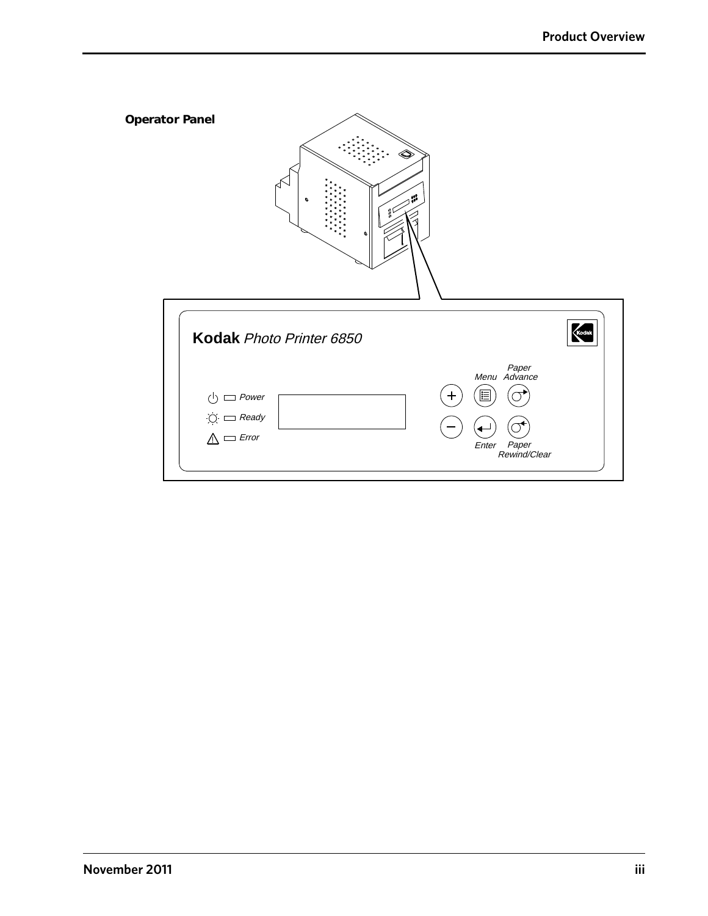**Operator Panel**

**Kodak** *Photo Printer 6850*

*Power*

*Ready*

*Error*

*Menu*

*Paper Advance*

*Enter*

*Paper Rewind/Clear*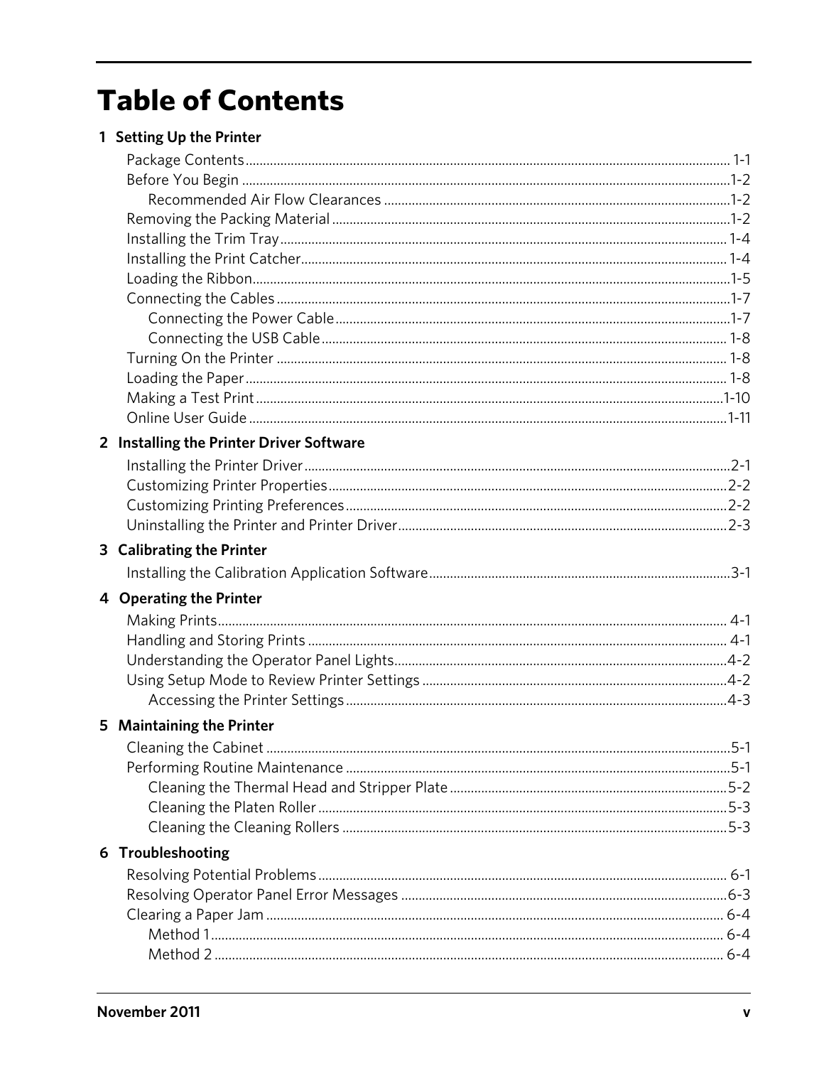# Table of Contents

**1 Setting Up the Printer**

- Package Contents ........ 1-1
- Before You Begin ........ 1-2
  - Recommended Air Flow Clearances ........ 1-2
- Removing the Packing Material ........ 1-2
- Installing the Trim Tray ........ 1-4
- Installing the Print Catcher ........ 1-4
- Loading the Ribbon ........ 1-5
- Connecting the Cables ........ 1-7
  - Connecting the Power Cable ........ 1-7
  - Connecting the USB Cable ........ 1-8
- Turning On the Printer ........ 1-8
- Loading the Paper ........ 1-8
- Making a Test Print ........ 1-10
- Online User Guide ........ 1-11

**2 Installing the Printer Driver Software**

- Installing the Printer Driver ........ 2-1
- Customizing Printer Properties ........ 2-2
- Customizing Printing Preferences ........ 2-2
- Uninstalling the Printer and Printer Driver ........ 2-3

**3 Calibrating the Printer**

- Installing the Calibration Application Software ........ 3-1

**4 Operating the Printer**

- Making Prints ........ 4-1
- Handling and Storing Prints ........ 4-1
- Understanding the Operator Panel Lights ........ 4-2
- Using Setup Mode to Review Printer Settings ........ 4-2
  - Accessing the Printer Settings ........ 4-3

**5 Maintaining the Printer**

- Cleaning the Cabinet ........ 5-1
- Performing Routine Maintenance ........ 5-1
  - Cleaning the Thermal Head and Stripper Plate ........ 5-2
  - Cleaning the Platen Roller ........ 5-3
  - Cleaning the Cleaning Rollers ........ 5-3

**6 Troubleshooting**

- Resolving Potential Problems ........ 6-1
- Resolving Operator Panel Error Messages ........ 6-3
- Clearing a Paper Jam ........ 6-4
  - Method 1 ........ 6-4
  - Method 2 ........ 6-4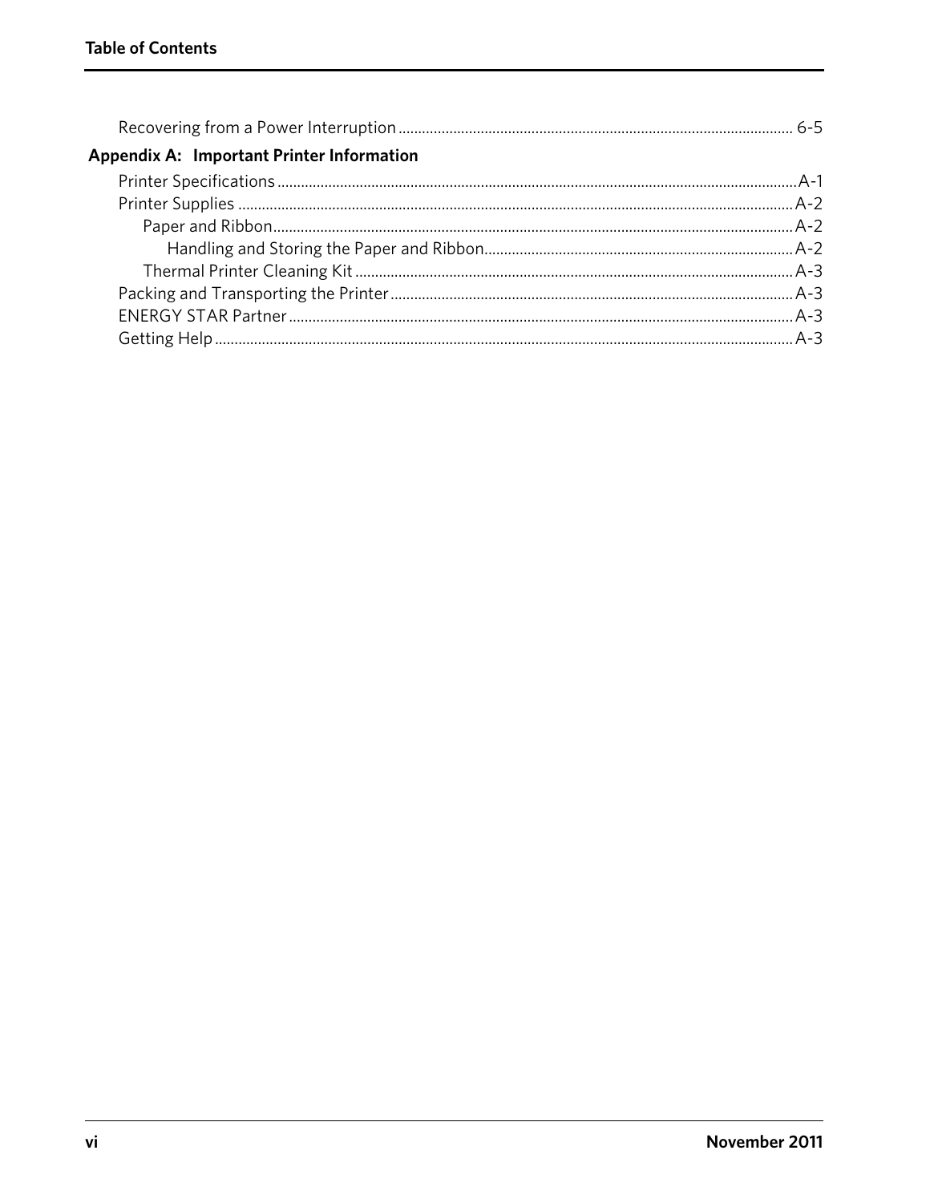Recovering from a Power Interruption ........ 6-5

**Appendix A: Important Printer Information**

Printer Specifications ........ A-1

Printer Supplies ........ A-2

- Paper and Ribbon ........ A-2
  - Handling and Storing the Paper and Ribbon ........ A-2
- Thermal Printer Cleaning Kit ........ A-3

Packing and Transporting the Printer ........ A-3

ENERGY STAR Partner ........ A-3

Getting Help ........ A-3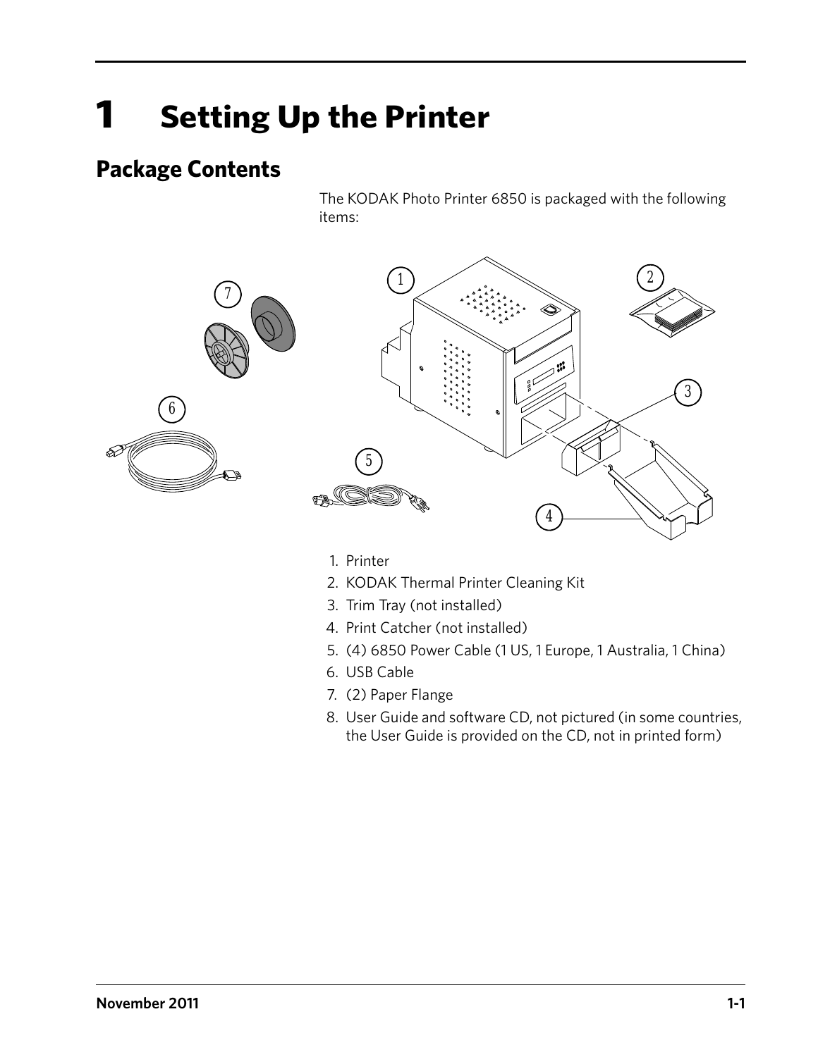# 1 Setting Up the Printer

## Package Contents

The KODAK Photo Printer 6850 is packaged with the following items:

1. Printer
2. KODAK Thermal Printer Cleaning Kit
3. Trim Tray (not installed)
4. Print Catcher (not installed)
5. (4) 6850 Power Cable (1 US, 1 Europe, 1 Australia, 1 China)
6. USB Cable
7. (2) Paper Flange
8. User Guide and software CD, not pictured (in some countries, the User Guide is provided on the CD, not in printed form)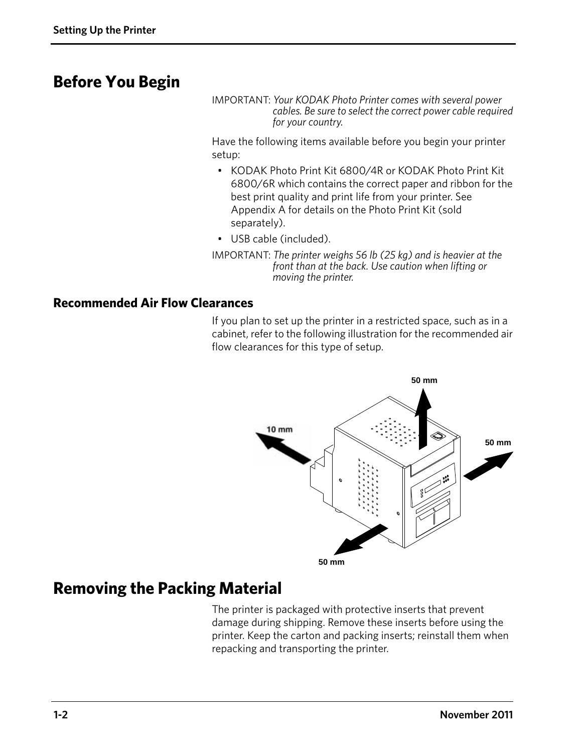# Before You Begin

IMPORTANT: *Your KODAK Photo Printer comes with several power cables. Be sure to select the correct power cable required for your country.*

Have the following items available before you begin your printer setup:

- KODAK Photo Print Kit 6800/4R or KODAK Photo Print Kit 6800/6R which contains the correct paper and ribbon for the best print quality and print life from your printer. See Appendix A for details on the Photo Print Kit (sold separately).
- USB cable (included).

IMPORTANT: *The printer weighs 56 lb (25 kg) and is heavier at the front than at the back. Use caution when lifting or moving the printer.*

## Recommended Air Flow Clearances

If you plan to set up the printer in a restricted space, such as in a cabinet, refer to the following illustration for the recommended air flow clearances for this type of setup.

50 mm

10 mm

50 mm

50 mm

# Removing the Packing Material

The printer is packaged with protective inserts that prevent damage during shipping. Remove these inserts before using the printer. Keep the carton and packing inserts; reinstall them when repacking and transporting the printer.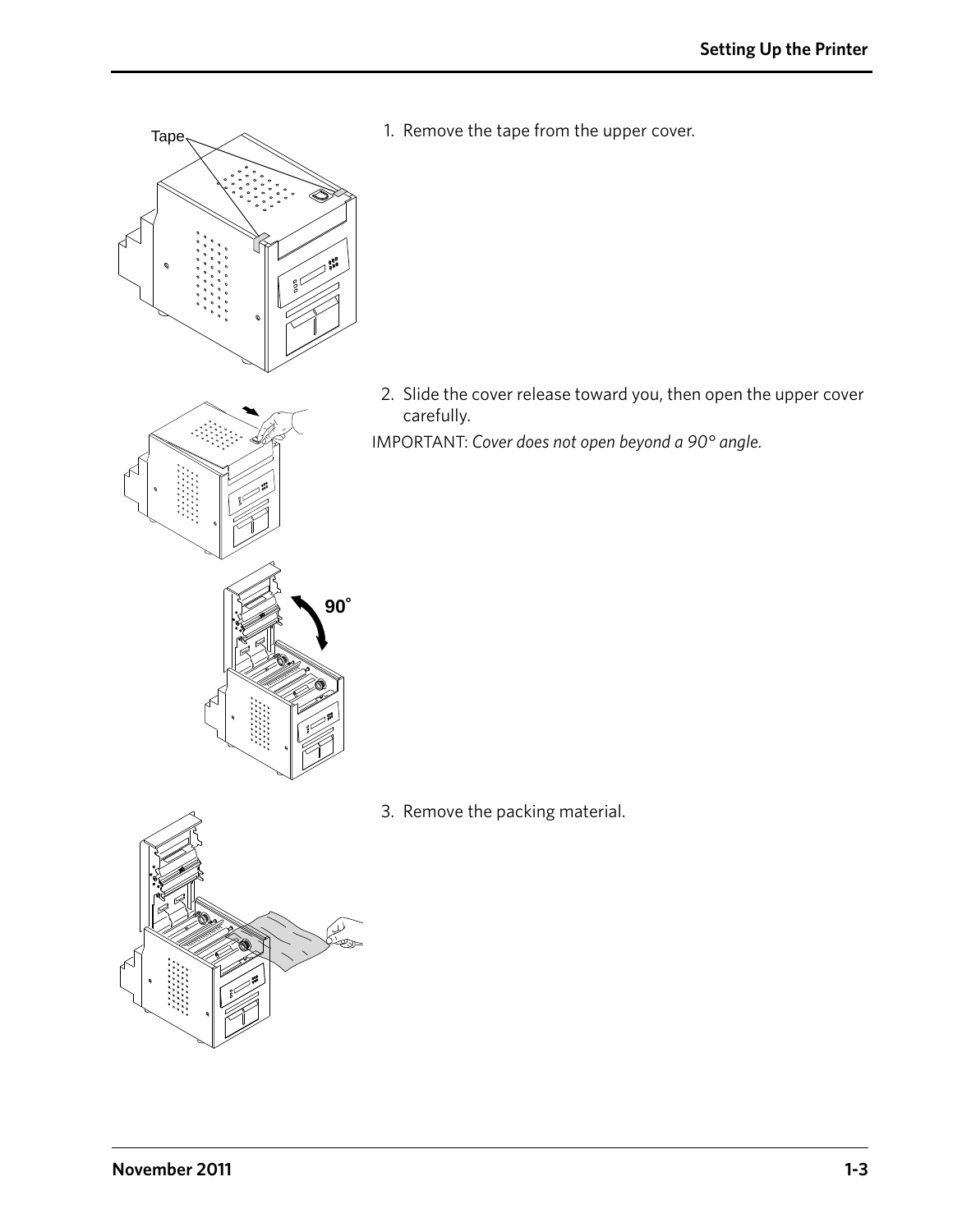1. Remove the tape from the upper cover.

2. Slide the cover release toward you, then open the upper cover carefully.

IMPORTANT: *Cover does not open beyond a 90° angle.*

3. Remove the packing material.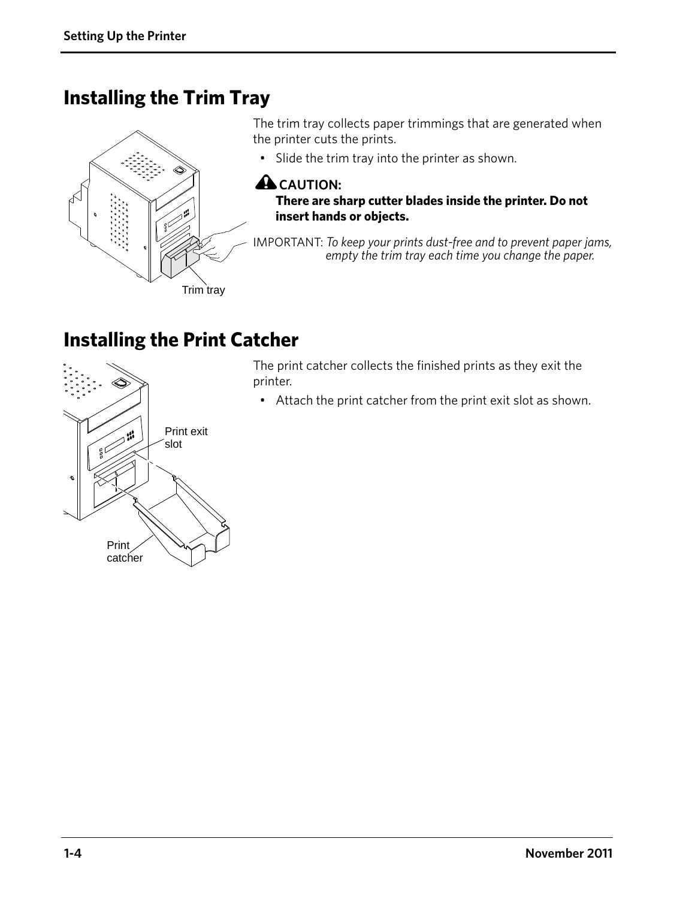## Installing the Trim Tray

The trim tray collects paper trimmings that are generated when the printer cuts the prints.

- Slide the trim tray into the printer as shown.

**CAUTION:**
**There are sharp cutter blades inside the printer. Do not insert hands or objects.**

IMPORTANT: *To keep your prints dust-free and to prevent paper jams, empty the trim tray each time you change the paper.*

Trim tray

## Installing the Print Catcher

The print catcher collects the finished prints as they exit the printer.

- Attach the print catcher from the print exit slot as shown.

Print exit slot

Print catcher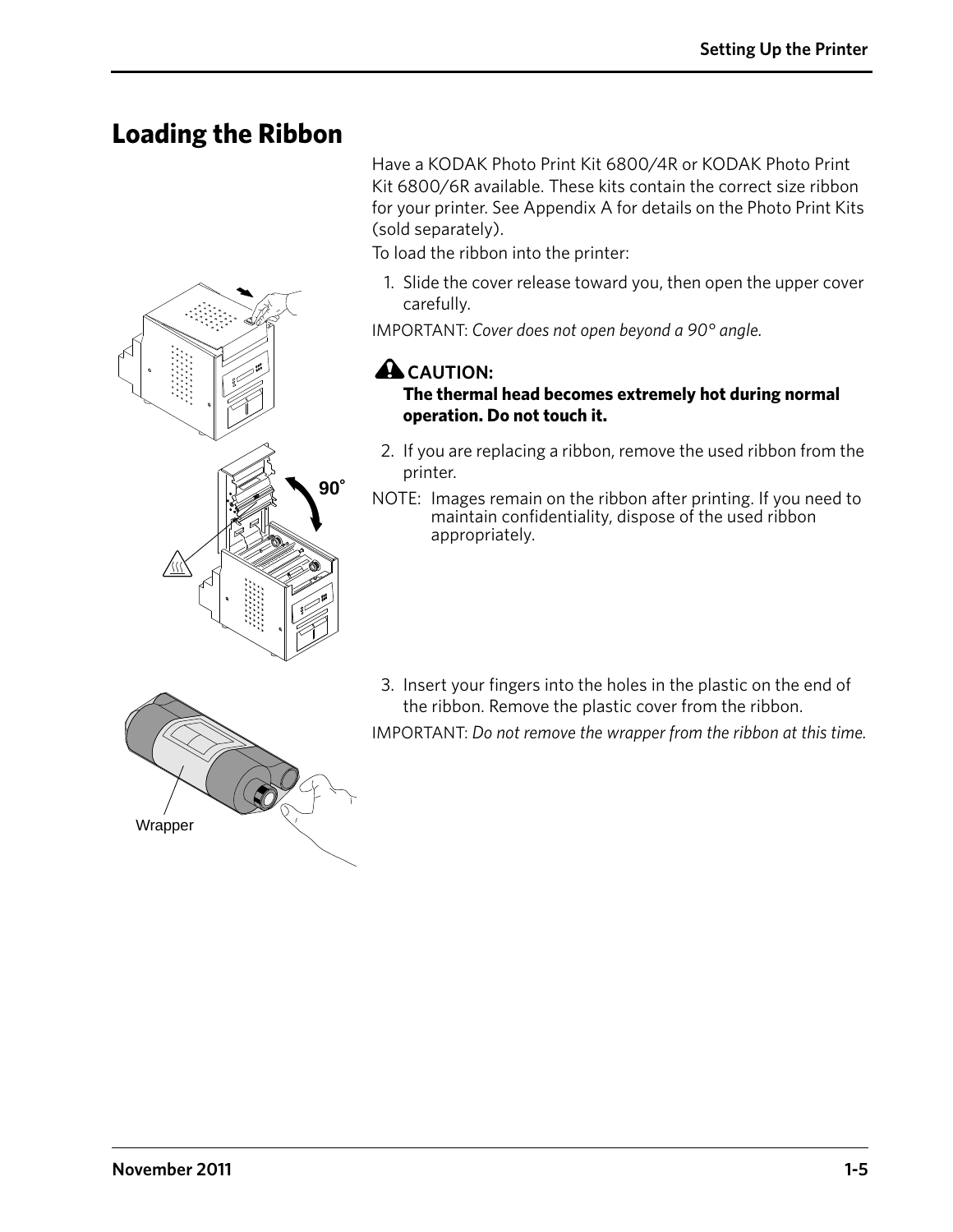# Loading the Ribbon

Have a KODAK Photo Print Kit 6800/4R or KODAK Photo Print Kit 6800/6R available. These kits contain the correct size ribbon for your printer. See Appendix A for details on the Photo Print Kits (sold separately).

To load the ribbon into the printer:

1. Slide the cover release toward you, then open the upper cover carefully.

IMPORTANT: *Cover does not open beyond a 90° angle.*

**CAUTION:**

**The thermal head becomes extremely hot during normal operation. Do not touch it.**

2. If you are replacing a ribbon, remove the used ribbon from the printer.

NOTE: Images remain on the ribbon after printing. If you need to maintain confidentiality, dispose of the used ribbon appropriately.

3. Insert your fingers into the holes in the plastic on the end of the ribbon. Remove the plastic cover from the ribbon.

IMPORTANT: *Do not remove the wrapper from the ribbon at this time.*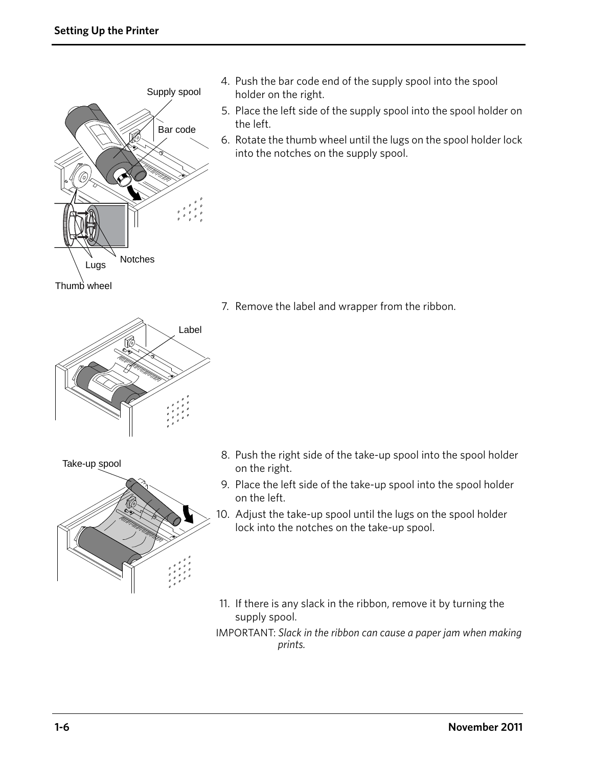4. Push the bar code end of the supply spool into the spool holder on the right.
5. Place the left side of the supply spool into the spool holder on the left.
6. Rotate the thumb wheel until the lugs on the spool holder lock into the notches on the supply spool.

7. Remove the label and wrapper from the ribbon.

8. Push the right side of the take-up spool into the spool holder on the right.
9. Place the left side of the take-up spool into the spool holder on the left.
10. Adjust the take-up spool until the lugs on the spool holder lock into the notches on the take-up spool.

11. If there is any slack in the ribbon, remove it by turning the supply spool.

IMPORTANT: *Slack in the ribbon can cause a paper jam when making prints.*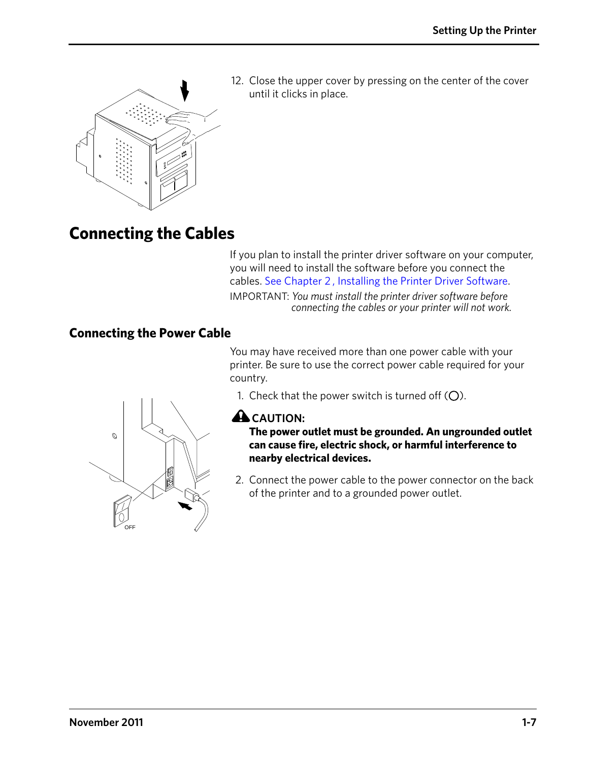12. Close the upper cover by pressing on the center of the cover until it clicks in place.

# Connecting the Cables

If you plan to install the printer driver software on your computer, you will need to install the software before you connect the cables. See Chapter 2 , Installing the Printer Driver Software.

IMPORTANT: *You must install the printer driver software before connecting the cables or your printer will not work.*

## Connecting the Power Cable

You may have received more than one power cable with your printer. Be sure to use the correct power cable required for your country.

1. Check that the power switch is turned off (◯).

**CAUTION:**

**The power outlet must be grounded. An ungrounded outlet can cause fire, electric shock, or harmful interference to nearby electrical devices.**

2. Connect the power cable to the power connector on the back of the printer and to a grounded power outlet.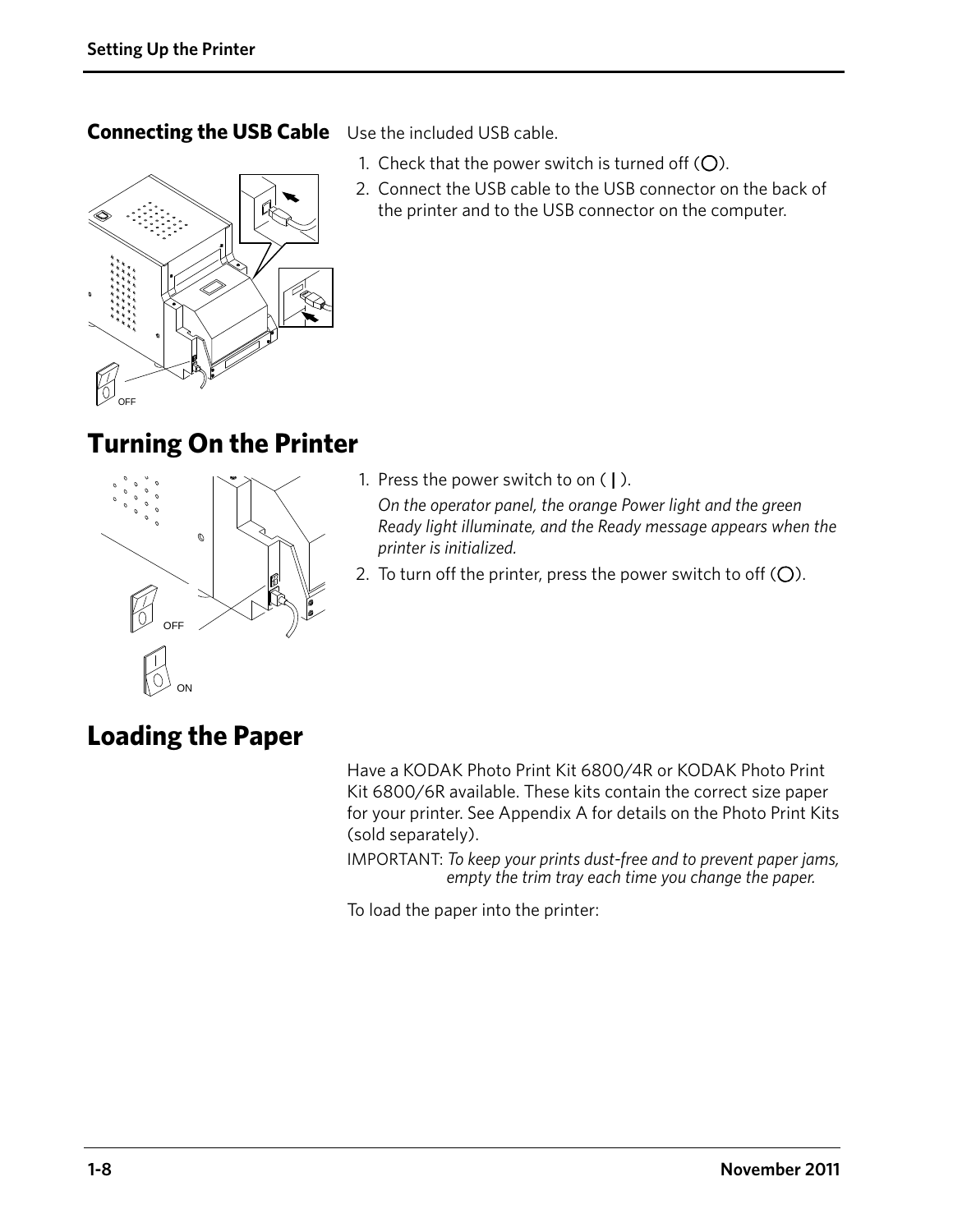## Connecting the USB Cable

Use the included USB cable.

1. Check that the power switch is turned off (◯).
2. Connect the USB cable to the USB connector on the back of the printer and to the USB connector on the computer.

# Turning On the Printer

1. Press the power switch to on ( **|** ).

   *On the operator panel, the orange Power light and the green Ready light illuminate, and the Ready message appears when the printer is initialized.*

2. To turn off the printer, press the power switch to off (◯).

# Loading the Paper

Have a KODAK Photo Print Kit 6800/4R or KODAK Photo Print Kit 6800/6R available. These kits contain the correct size paper for your printer. See Appendix A for details on the Photo Print Kits (sold separately).

IMPORTANT: *To keep your prints dust-free and to prevent paper jams, empty the trim tray each time you change the paper.*

To load the paper into the printer: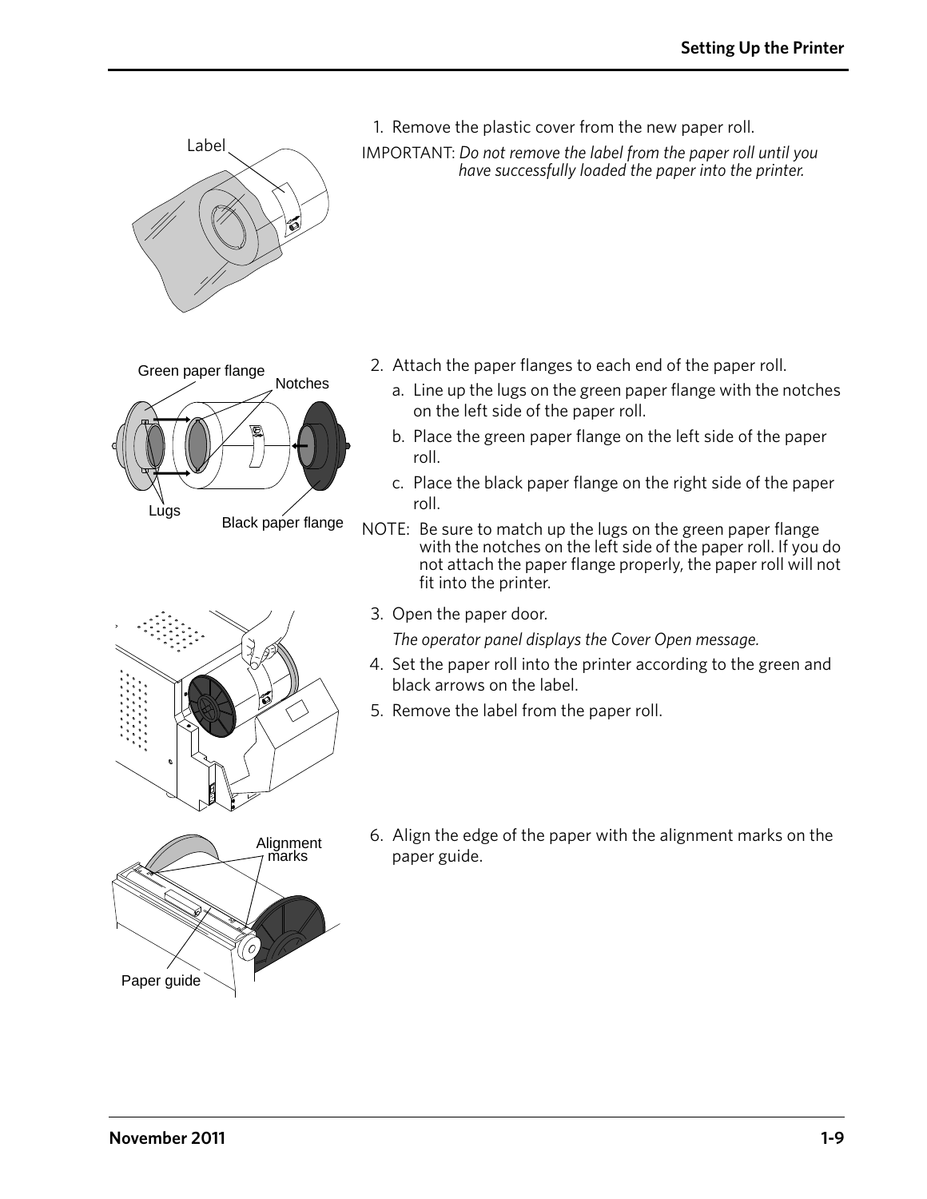1. Remove the plastic cover from the new paper roll.

IMPORTANT: *Do not remove the label from the paper roll until you have successfully loaded the paper into the printer.*

2. Attach the paper flanges to each end of the paper roll.
   a. Line up the lugs on the green paper flange with the notches on the left side of the paper roll.
   b. Place the green paper flange on the left side of the paper roll.
   c. Place the black paper flange on the right side of the paper roll.

NOTE: Be sure to match up the lugs on the green paper flange with the notches on the left side of the paper roll. If you do not attach the paper flange properly, the paper roll will not fit into the printer.

3. Open the paper door.

   *The operator panel displays the Cover Open message.*

4. Set the paper roll into the printer according to the green and black arrows on the label.
5. Remove the label from the paper roll.
6. Align the edge of the paper with the alignment marks on the paper guide.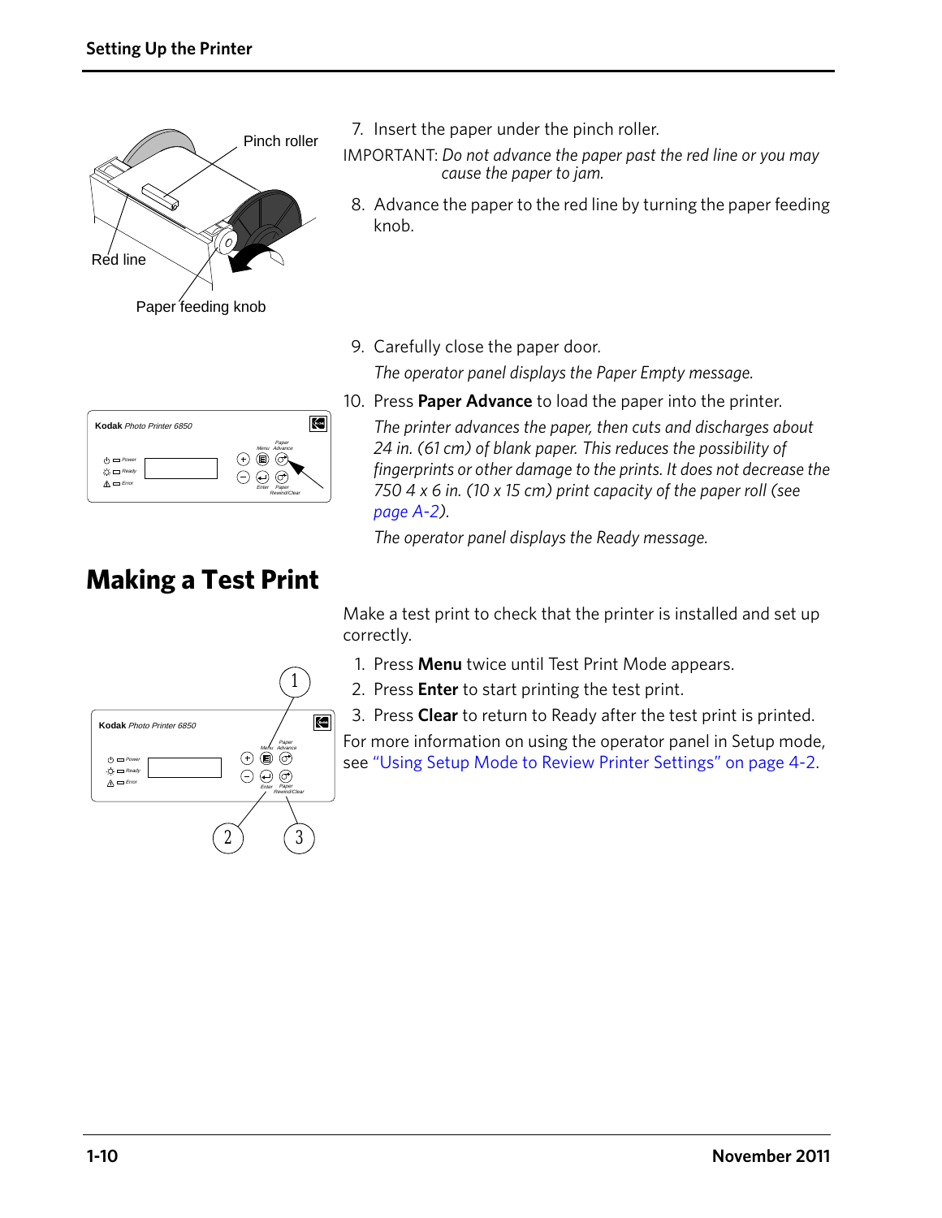7. Insert the paper under the pinch roller.

IMPORTANT: *Do not advance the paper past the red line or you may cause the paper to jam.*

8. Advance the paper to the red line by turning the paper feeding knob.

9. Carefully close the paper door.

   *The operator panel displays the Paper Empty message.*

10. Press **Paper Advance** to load the paper into the printer.

    *The printer advances the paper, then cuts and discharges about 24 in. (61 cm) of blank paper. This reduces the possibility of fingerprints or other damage to the prints. It does not decrease the 750 4 x 6 in. (10 x 15 cm) print capacity of the paper roll (see page A-2).*

    *The operator panel displays the Ready message.*

# Making a Test Print

Make a test print to check that the printer is installed and set up correctly.

1. Press **Menu** twice until Test Print Mode appears.
2. Press **Enter** to start printing the test print.
3. Press **Clear** to return to Ready after the test print is printed.

For more information on using the operator panel in Setup mode, see "Using Setup Mode to Review Printer Settings" on page 4-2.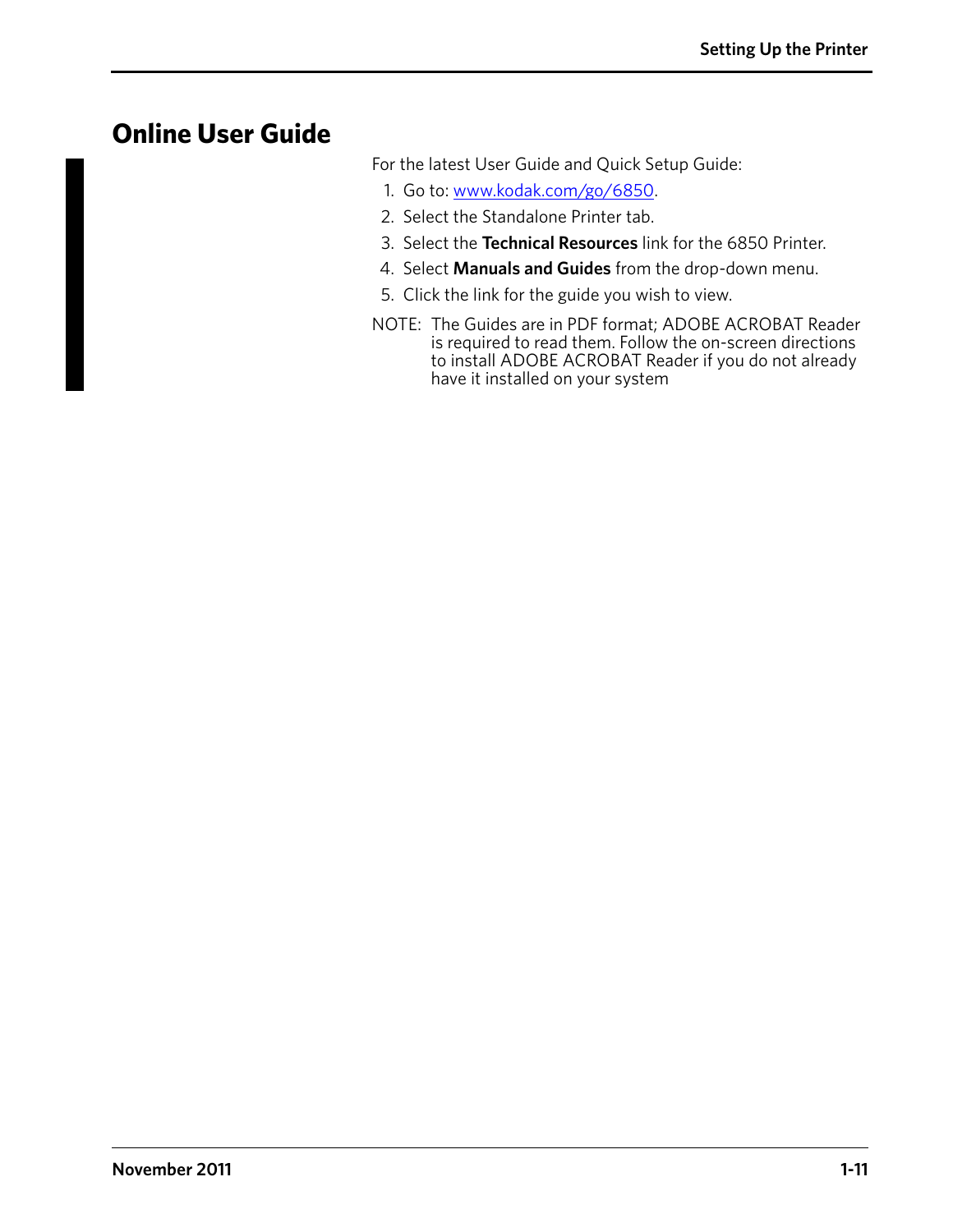## Online User Guide

For the latest User Guide and Quick Setup Guide:

1. Go to: www.kodak.com/go/6850.
2. Select the Standalone Printer tab.
3. Select the **Technical Resources** link for the 6850 Printer.
4. Select **Manuals and Guides** from the drop-down menu.
5. Click the link for the guide you wish to view.

NOTE: The Guides are in PDF format; ADOBE ACROBAT Reader is required to read them. Follow the on-screen directions to install ADOBE ACROBAT Reader if you do not already have it installed on your system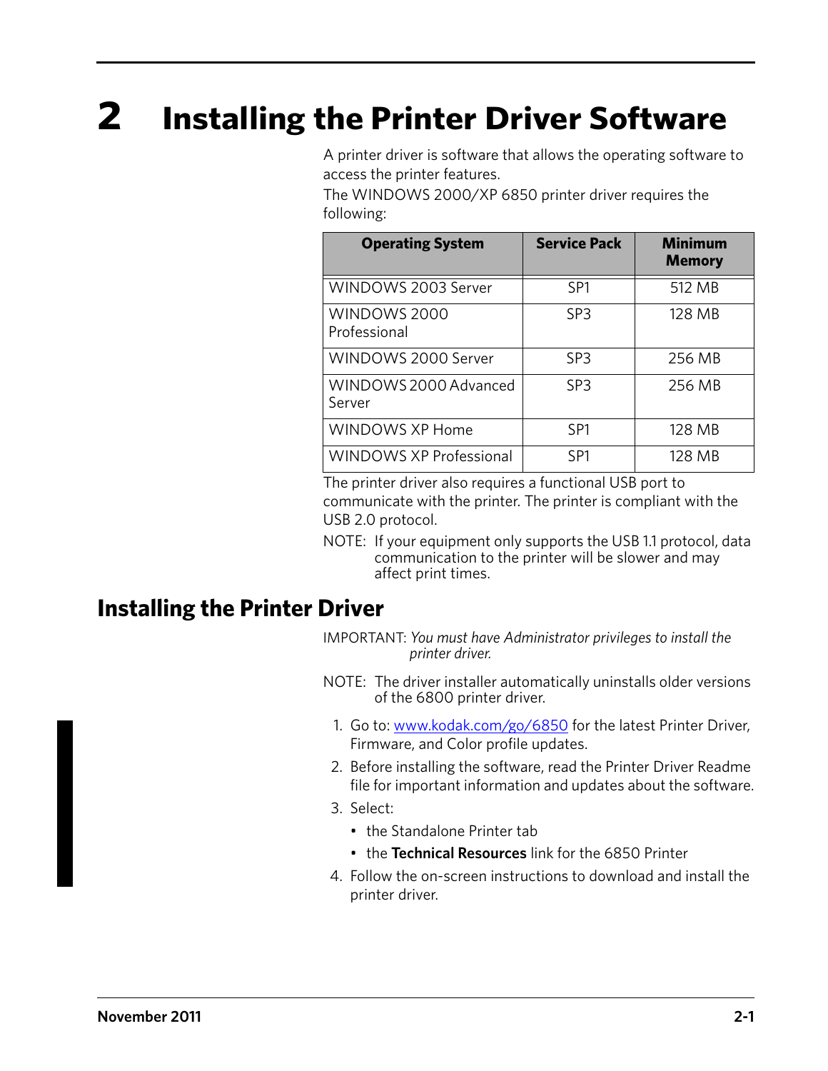# 2 Installing the Printer Driver Software

A printer driver is software that allows the operating software to access the printer features.

The WINDOWS 2000/XP 6850 printer driver requires the following:

| Operating System | Service Pack | Minimum Memory |
|---|---|---|
| WINDOWS 2003 Server | SP1 | 512 MB |
| WINDOWS 2000 Professional | SP3 | 128 MB |
| WINDOWS 2000 Server | SP3 | 256 MB |
| WINDOWS 2000 Advanced Server | SP3 | 256 MB |
| WINDOWS XP Home | SP1 | 128 MB |
| WINDOWS XP Professional | SP1 | 128 MB |

The printer driver also requires a functional USB port to communicate with the printer. The printer is compliant with the USB 2.0 protocol.

NOTE: If your equipment only supports the USB 1.1 protocol, data communication to the printer will be slower and may affect print times.

## Installing the Printer Driver

IMPORTANT: *You must have Administrator privileges to install the printer driver.*

NOTE: The driver installer automatically uninstalls older versions of the 6800 printer driver.

1. Go to: www.kodak.com/go/6850 for the latest Printer Driver, Firmware, and Color profile updates.
2. Before installing the software, read the Printer Driver Readme file for important information and updates about the software.
3. Select:
   - the Standalone Printer tab
   - the **Technical Resources** link for the 6850 Printer
4. Follow the on-screen instructions to download and install the printer driver.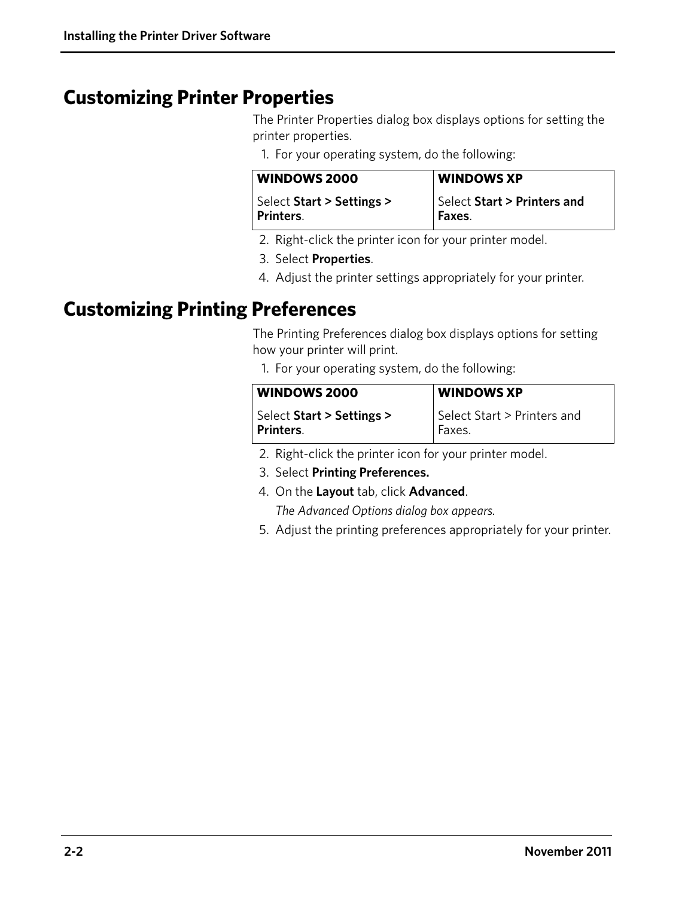## Customizing Printer Properties

The Printer Properties dialog box displays options for setting the printer properties.

1. For your operating system, do the following:

| WINDOWS 2000 | WINDOWS XP |
|---|---|
| Select **Start > Settings > Printers**. | Select **Start > Printers and Faxes**. |

2. Right-click the printer icon for your printer model.
3. Select **Properties**.
4. Adjust the printer settings appropriately for your printer.

## Customizing Printing Preferences

The Printing Preferences dialog box displays options for setting how your printer will print.

1. For your operating system, do the following:

| WINDOWS 2000 | WINDOWS XP |
|---|---|
| Select **Start > Settings > Printers**. | Select Start > Printers and Faxes. |

2. Right-click the printer icon for your printer model.
3. Select **Printing Preferences.**
4. On the **Layout** tab, click **Advanced**.

   *The Advanced Options dialog box appears.*
5. Adjust the printing preferences appropriately for your printer.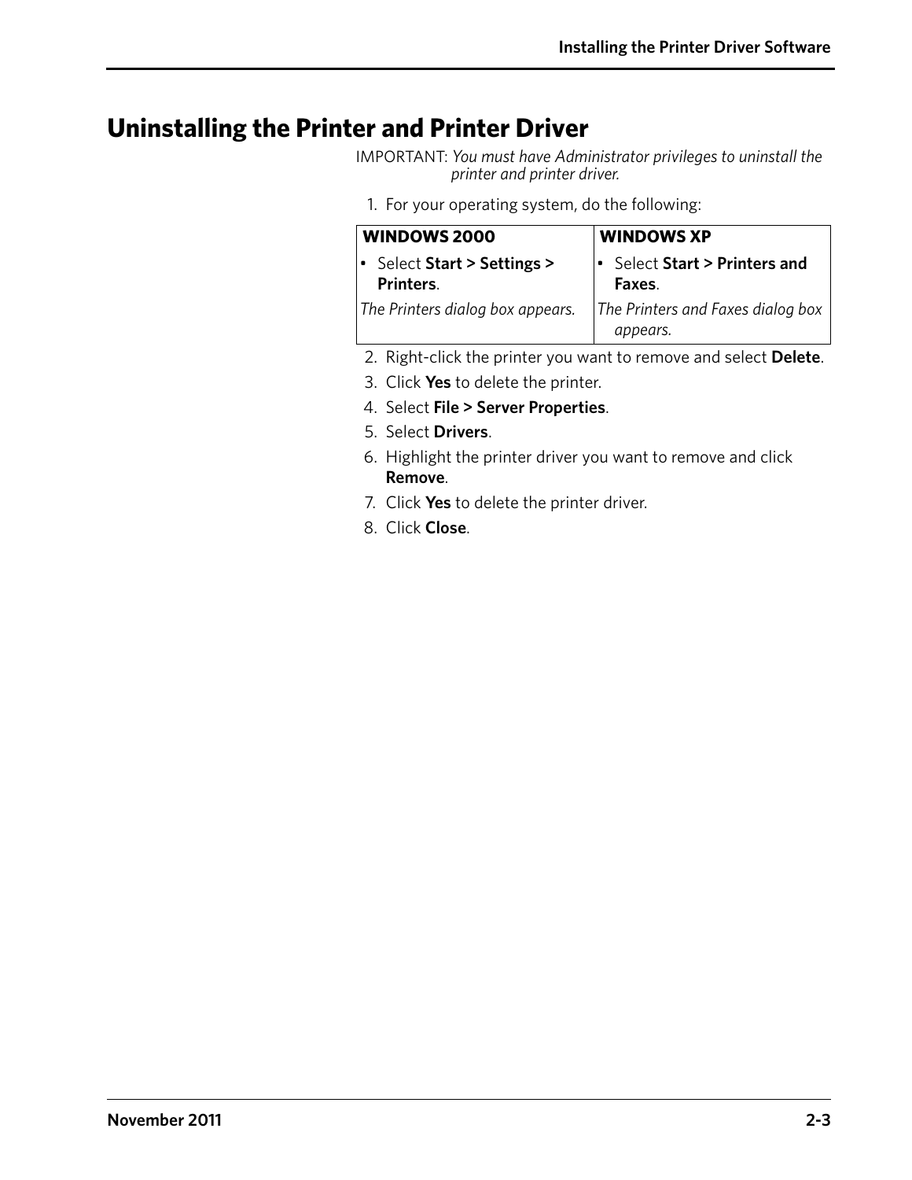# Uninstalling the Printer and Printer Driver

IMPORTANT: *You must have Administrator privileges to uninstall the printer and printer driver.*

1. For your operating system, do the following:

| WINDOWS 2000 | WINDOWS XP |
|---|---|
| • Select **Start > Settings > Printers**. | • Select **Start > Printers and Faxes**. |
| *The Printers dialog box appears.* | *The Printers and Faxes dialog box appears.* |

2. Right-click the printer you want to remove and select **Delete**.
3. Click **Yes** to delete the printer.
4. Select **File > Server Properties**.
5. Select **Drivers**.
6. Highlight the printer driver you want to remove and click **Remove**.
7. Click **Yes** to delete the printer driver.
8. Click **Close**.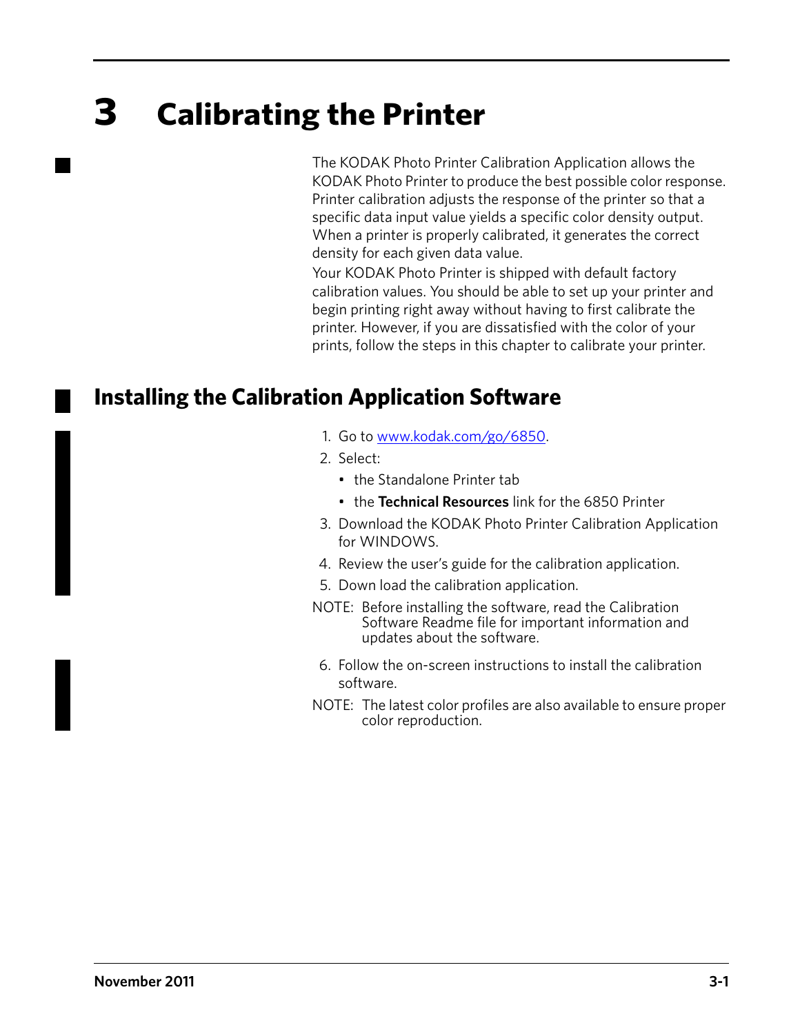# 3 Calibrating the Printer

The KODAK Photo Printer Calibration Application allows the KODAK Photo Printer to produce the best possible color response. Printer calibration adjusts the response of the printer so that a specific data input value yields a specific color density output. When a printer is properly calibrated, it generates the correct density for each given data value.

Your KODAK Photo Printer is shipped with default factory calibration values. You should be able to set up your printer and begin printing right away without having to first calibrate the printer. However, if you are dissatisfied with the color of your prints, follow the steps in this chapter to calibrate your printer.

## Installing the Calibration Application Software

1. Go to [www.kodak.com/go/6850](www.kodak.com/go/6850).
2. Select:
   - the Standalone Printer tab
   - the **Technical Resources** link for the 6850 Printer
3. Download the KODAK Photo Printer Calibration Application for WINDOWS.
4. Review the user's guide for the calibration application.
5. Down load the calibration application.

NOTE: Before installing the software, read the Calibration Software Readme file for important information and updates about the software.

6. Follow the on-screen instructions to install the calibration software.

NOTE: The latest color profiles are also available to ensure proper color reproduction.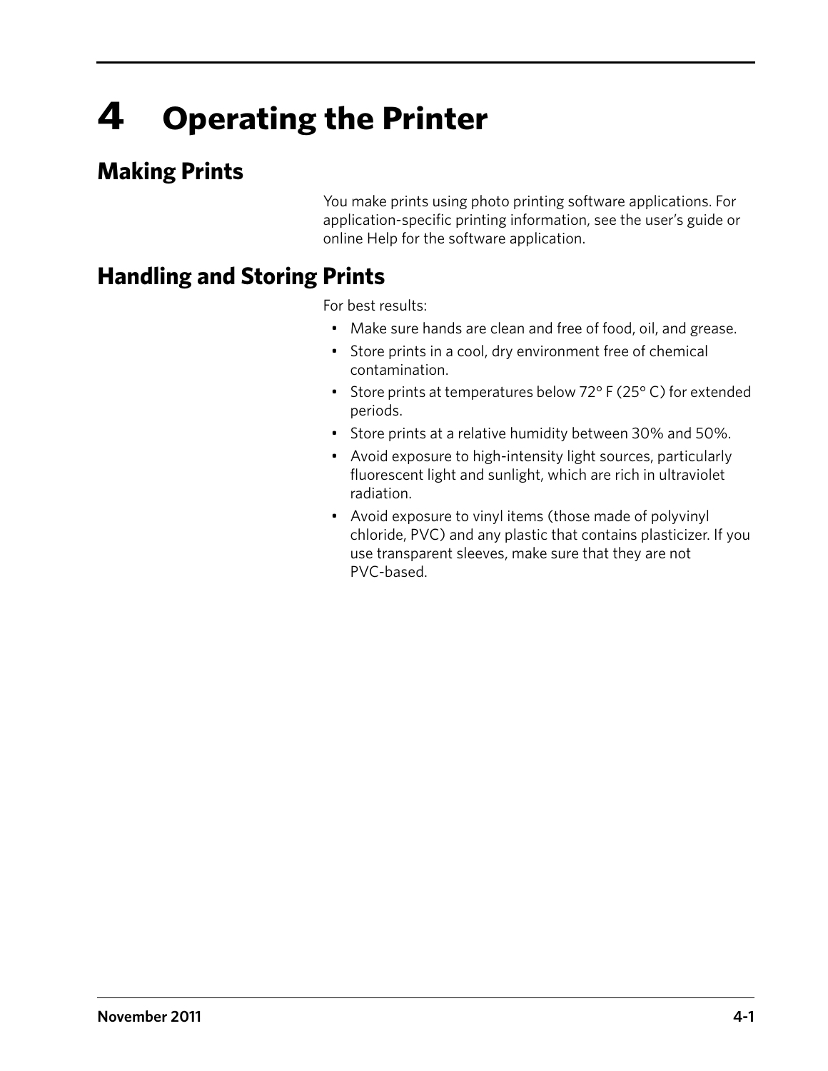# 4 Operating the Printer

## Making Prints

You make prints using photo printing software applications. For application-specific printing information, see the user's guide or online Help for the software application.

## Handling and Storing Prints

For best results:

- Make sure hands are clean and free of food, oil, and grease.
- Store prints in a cool, dry environment free of chemical contamination.
- Store prints at temperatures below 72° F (25° C) for extended periods.
- Store prints at a relative humidity between 30% and 50%.
- Avoid exposure to high-intensity light sources, particularly fluorescent light and sunlight, which are rich in ultraviolet radiation.
- Avoid exposure to vinyl items (those made of polyvinyl chloride, PVC) and any plastic that contains plasticizer. If you use transparent sleeves, make sure that they are not PVC-based.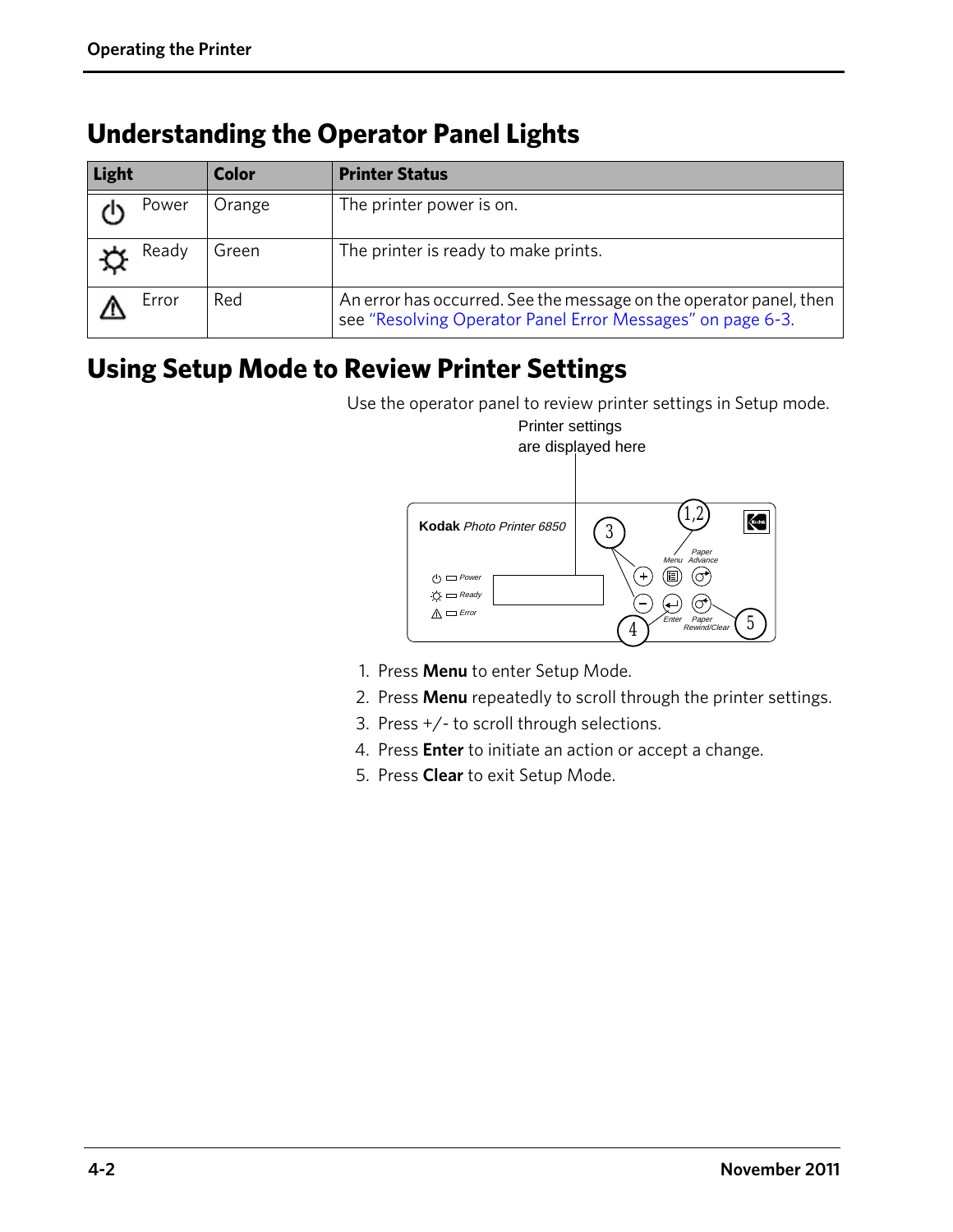## Understanding the Operator Panel Lights

| Light | Color | Printer Status |
|---|---|---|
| Power | Orange | The printer power is on. |
| Ready | Green | The printer is ready to make prints. |
| Error | Red | An error has occurred. See the message on the operator panel, then see "Resolving Operator Panel Error Messages" on page 6-3. |

## Using Setup Mode to Review Printer Settings

Use the operator panel to review printer settings in Setup mode.

Printer settings are displayed here

**Kodak** *Photo Printer 6850*

1. Press **Menu** to enter Setup Mode.
2. Press **Menu** repeatedly to scroll through the printer settings.
3. Press +/- to scroll through selections.
4. Press **Enter** to initiate an action or accept a change.
5. Press **Clear** to exit Setup Mode.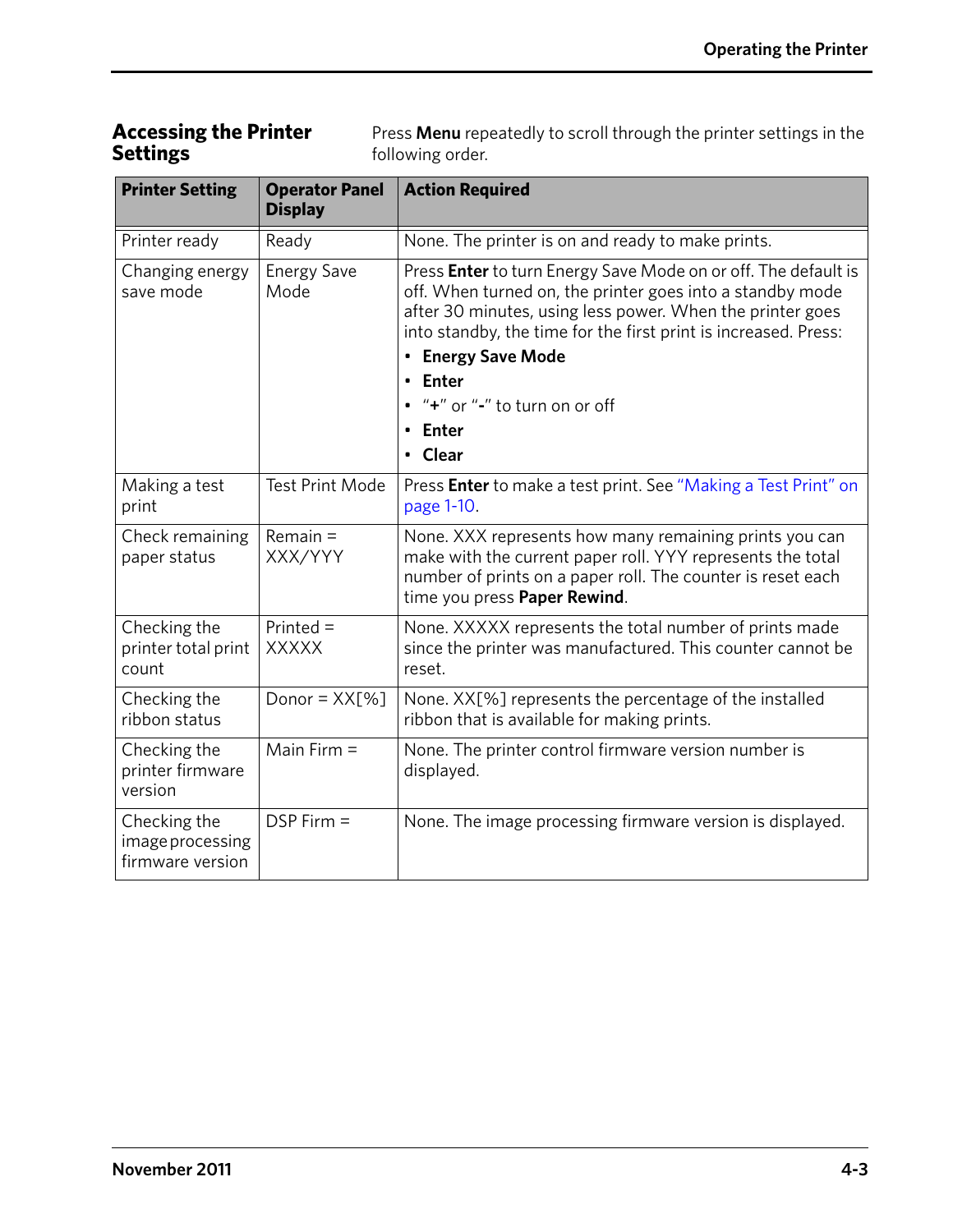## Accessing the Printer Settings

Press **Menu** repeatedly to scroll through the printer settings in the following order.

| Printer Setting | Operator Panel Display | Action Required |
|---|---|---|
| Printer ready | Ready | None. The printer is on and ready to make prints. |
| Changing energy save mode | Energy Save Mode | Press **Enter** to turn Energy Save Mode on or off. The default is off. When turned on, the printer goes into a standby mode after 30 minutes, using less power. When the printer goes into standby, the time for the first print is increased. Press: <br>• **Energy Save Mode** <br>• **Enter** <br>• "**+**" or "**-**" to turn on or off <br>• **Enter** <br>• **Clear** |
| Making a test print | Test Print Mode | Press **Enter** to make a test print. See "Making a Test Print" on page 1-10. |
| Check remaining paper status | Remain = XXX/YYY | None. XXX represents how many remaining prints you can make with the current paper roll. YYY represents the total number of prints on a paper roll. The counter is reset each time you press **Paper Rewind**. |
| Checking the printer total print count | Printed = XXXXX | None. XXXXX represents the total number of prints made since the printer was manufactured. This counter cannot be reset. |
| Checking the ribbon status | Donor = XX[%] | None. XX[%] represents the percentage of the installed ribbon that is available for making prints. |
| Checking the printer firmware version | Main Firm = | None. The printer control firmware version number is displayed. |
| Checking the image processing firmware version | DSP Firm = | None. The image processing firmware version is displayed. |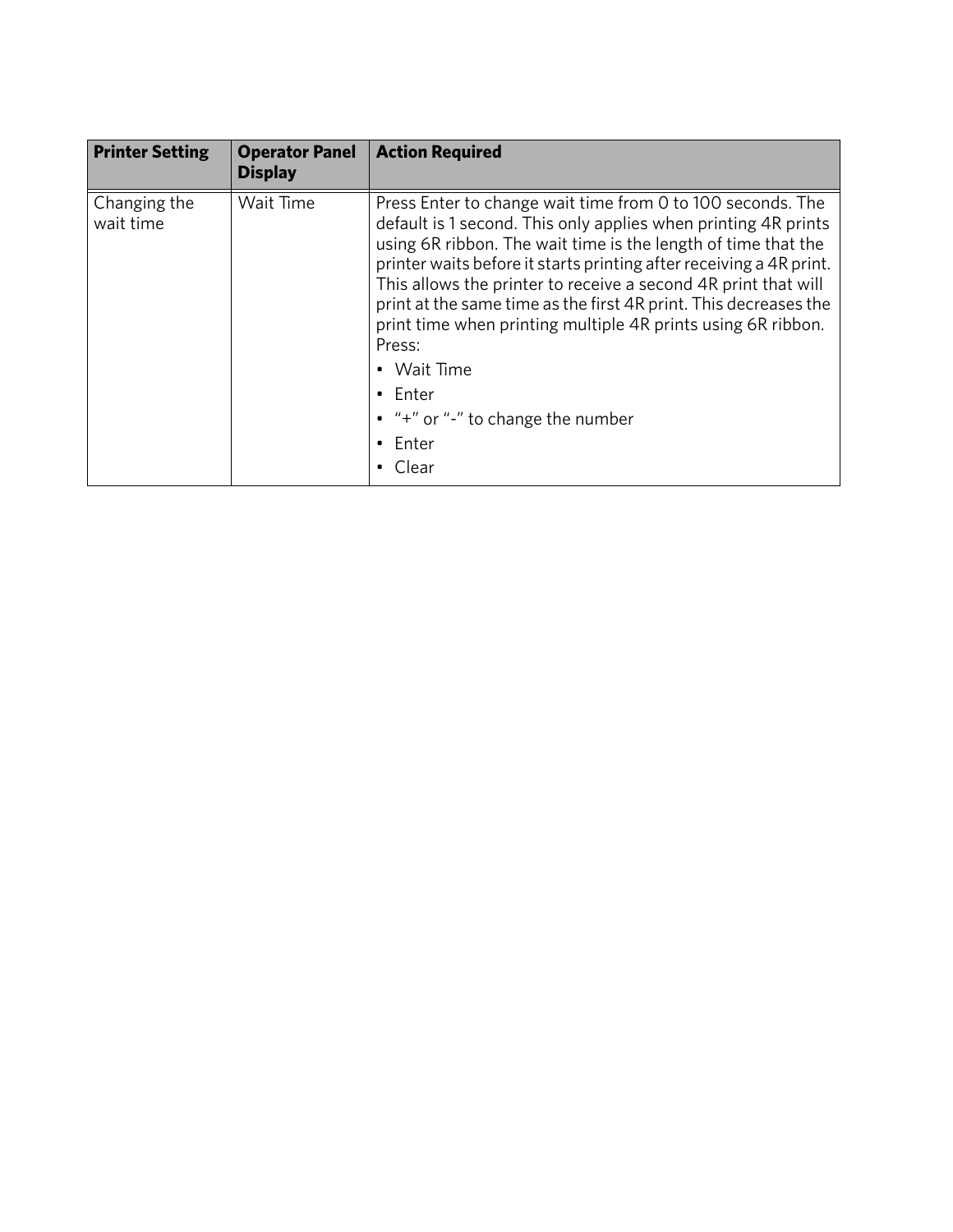| Printer Setting | Operator Panel Display | Action Required |
| --- | --- | --- |
| Changing the wait time | Wait Time | Press Enter to change wait time from 0 to 100 seconds. The default is 1 second. This only applies when printing 4R prints using 6R ribbon. The wait time is the length of time that the printer waits before it starts printing after receiving a 4R print. This allows the printer to receive a second 4R print that will print at the same time as the first 4R print. This decreases the print time when printing multiple 4R prints using 6R ribbon. Press:<br>• Wait Time<br>• Enter<br>• "+" or "-" to change the number<br>• Enter<br>• Clear |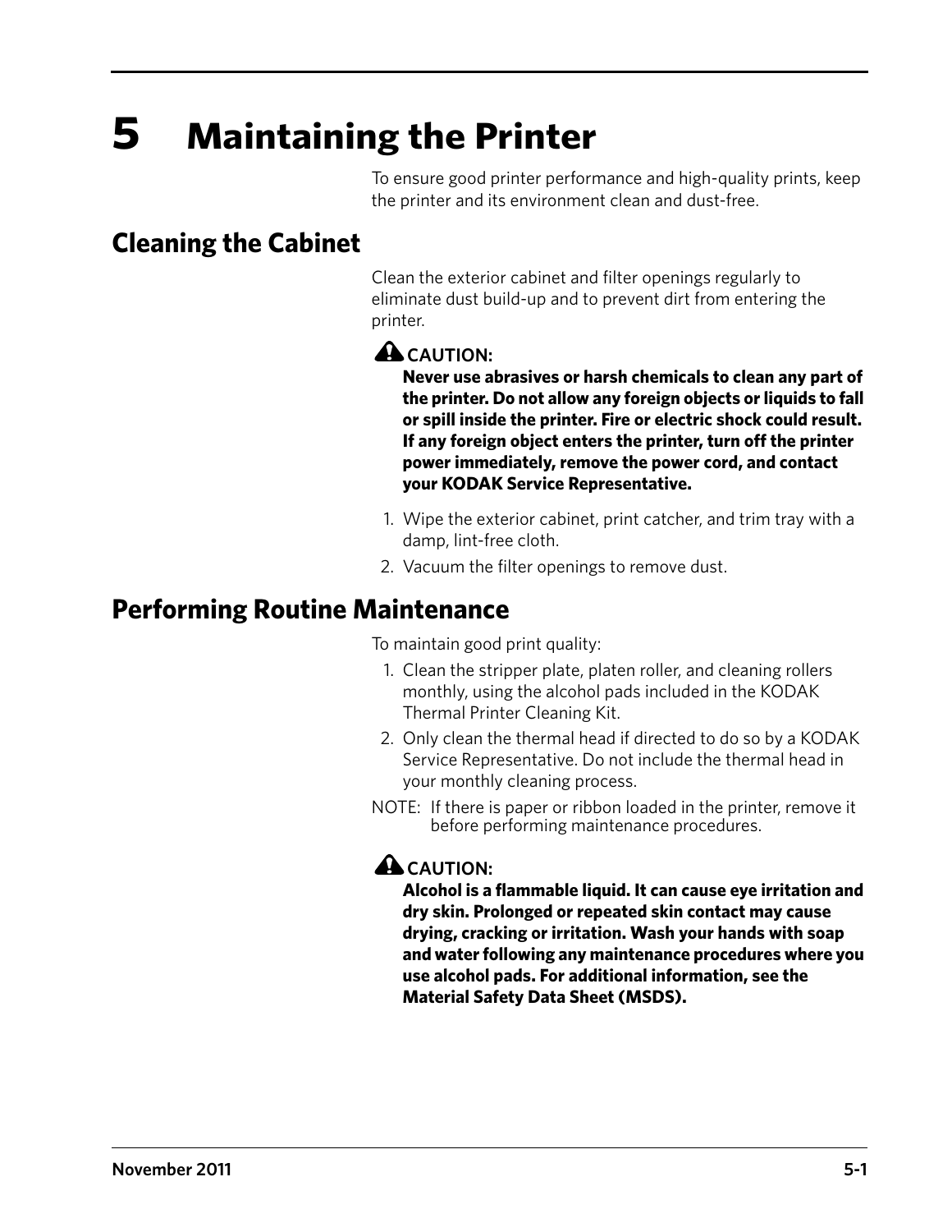# 5 Maintaining the Printer

To ensure good printer performance and high-quality prints, keep the printer and its environment clean and dust-free.

## Cleaning the Cabinet

Clean the exterior cabinet and filter openings regularly to eliminate dust build-up and to prevent dirt from entering the printer.

**CAUTION:**

**Never use abrasives or harsh chemicals to clean any part of the printer. Do not allow any foreign objects or liquids to fall or spill inside the printer. Fire or electric shock could result. If any foreign object enters the printer, turn off the printer power immediately, remove the power cord, and contact your KODAK Service Representative.**

1. Wipe the exterior cabinet, print catcher, and trim tray with a damp, lint-free cloth.
2. Vacuum the filter openings to remove dust.

## Performing Routine Maintenance

To maintain good print quality:

1. Clean the stripper plate, platen roller, and cleaning rollers monthly, using the alcohol pads included in the KODAK Thermal Printer Cleaning Kit.
2. Only clean the thermal head if directed to do so by a KODAK Service Representative. Do not include the thermal head in your monthly cleaning process.

NOTE: If there is paper or ribbon loaded in the printer, remove it before performing maintenance procedures.

**CAUTION:**

**Alcohol is a flammable liquid. It can cause eye irritation and dry skin. Prolonged or repeated skin contact may cause drying, cracking or irritation. Wash your hands with soap and water following any maintenance procedures where you use alcohol pads. For additional information, see the Material Safety Data Sheet (MSDS).**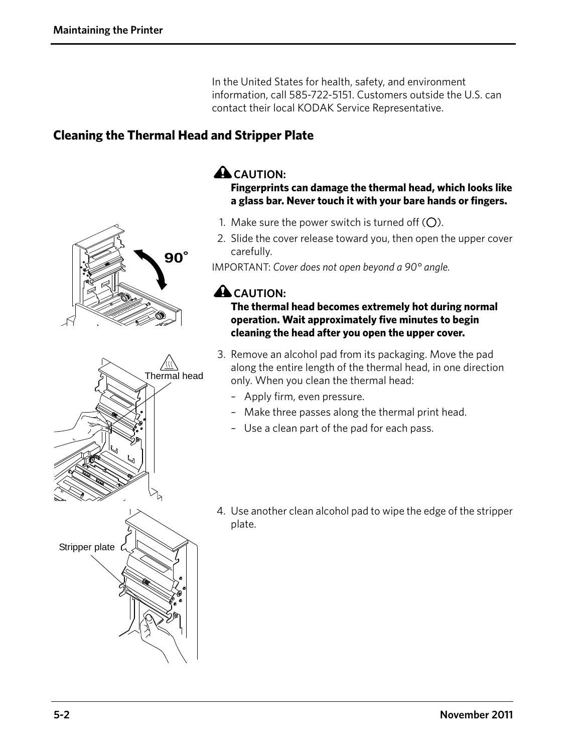In the United States for health, safety, and environment information, call 585-722-5151. Customers outside the U.S. can contact their local KODAK Service Representative.

## Cleaning the Thermal Head and Stripper Plate

**CAUTION:**
**Fingerprints can damage the thermal head, which looks like a glass bar. Never touch it with your bare hands or fingers.**

1. Make sure the power switch is turned off (◯).
2. Slide the cover release toward you, then open the upper cover carefully.

IMPORTANT: *Cover does not open beyond a 90° angle.*

**CAUTION:**
**The thermal head becomes extremely hot during normal operation. Wait approximately five minutes to begin cleaning the head after you open the upper cover.**

3. Remove an alcohol pad from its packaging. Move the pad along the entire length of the thermal head, in one direction only. When you clean the thermal head:
   - Apply firm, even pressure.
   - Make three passes along the thermal print head.
   - Use a clean part of the pad for each pass.
4. Use another clean alcohol pad to wipe the edge of the stripper plate.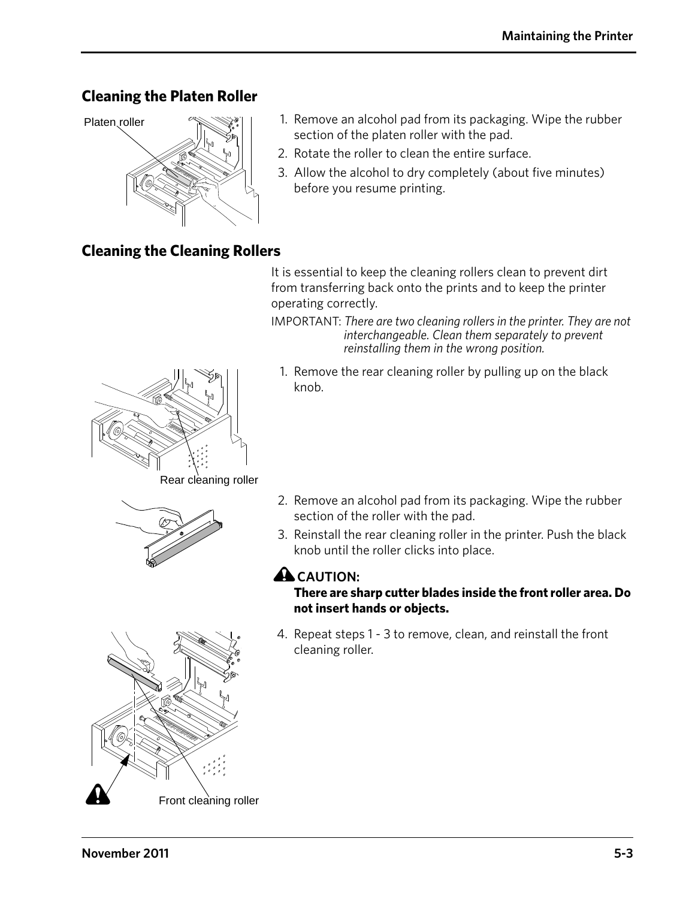## Cleaning the Platen Roller

Platen roller

1. Remove an alcohol pad from its packaging. Wipe the rubber section of the platen roller with the pad.
2. Rotate the roller to clean the entire surface.
3. Allow the alcohol to dry completely (about five minutes) before you resume printing.

## Cleaning the Cleaning Rollers

It is essential to keep the cleaning rollers clean to prevent dirt from transferring back onto the prints and to keep the printer operating correctly.

IMPORTANT: *There are two cleaning rollers in the printer. They are not interchangeable. Clean them separately to prevent reinstalling them in the wrong position.*

1. Remove the rear cleaning roller by pulling up on the black knob.

Rear cleaning roller

2. Remove an alcohol pad from its packaging. Wipe the rubber section of the roller with the pad.
3. Reinstall the rear cleaning roller in the printer. Push the black knob until the roller clicks into place.

**CAUTION:**

**There are sharp cutter blades inside the front roller area. Do not insert hands or objects.**

4. Repeat steps 1 - 3 to remove, clean, and reinstall the front cleaning roller.

Front cleaning roller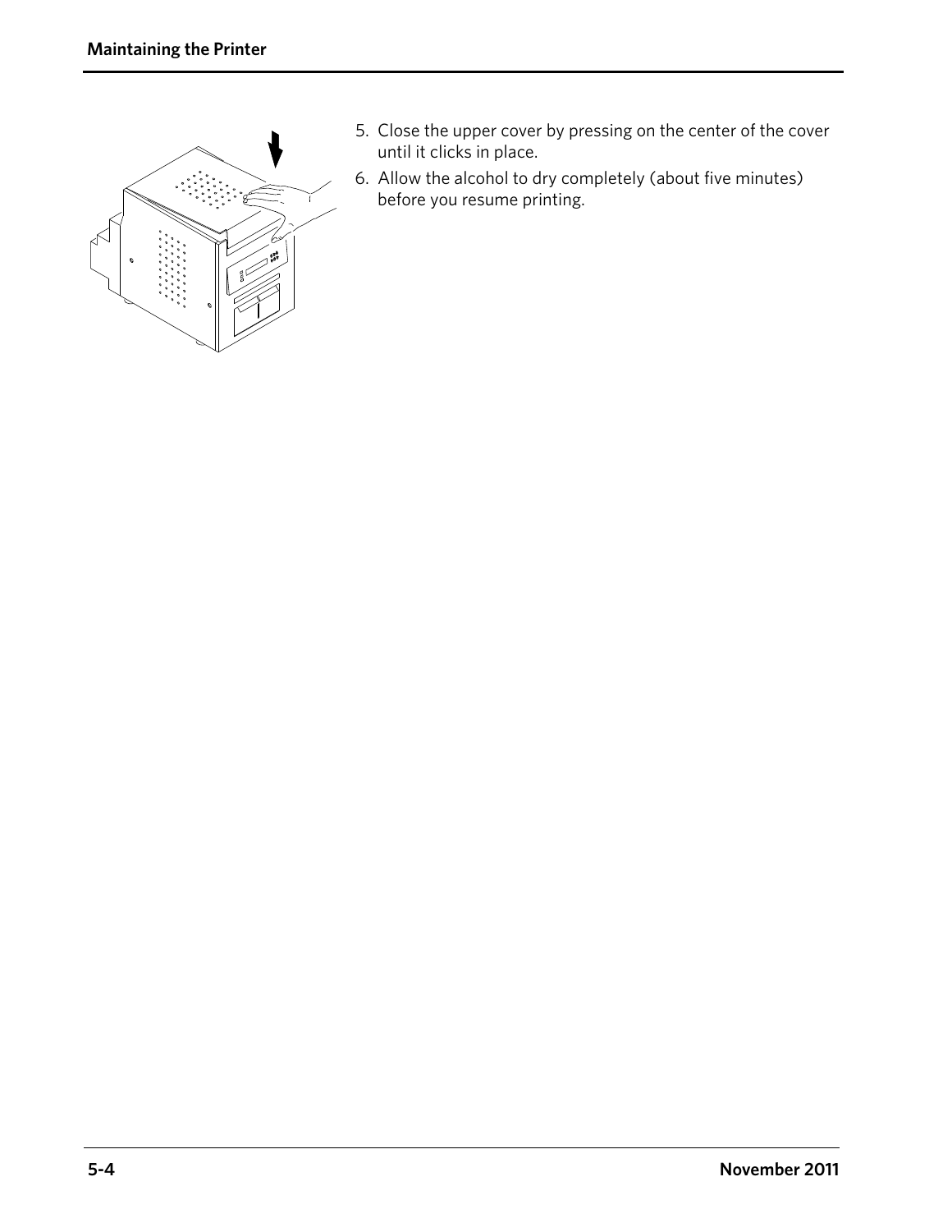5. Close the upper cover by pressing on the center of the cover until it clicks in place.
6. Allow the alcohol to dry completely (about five minutes) before you resume printing.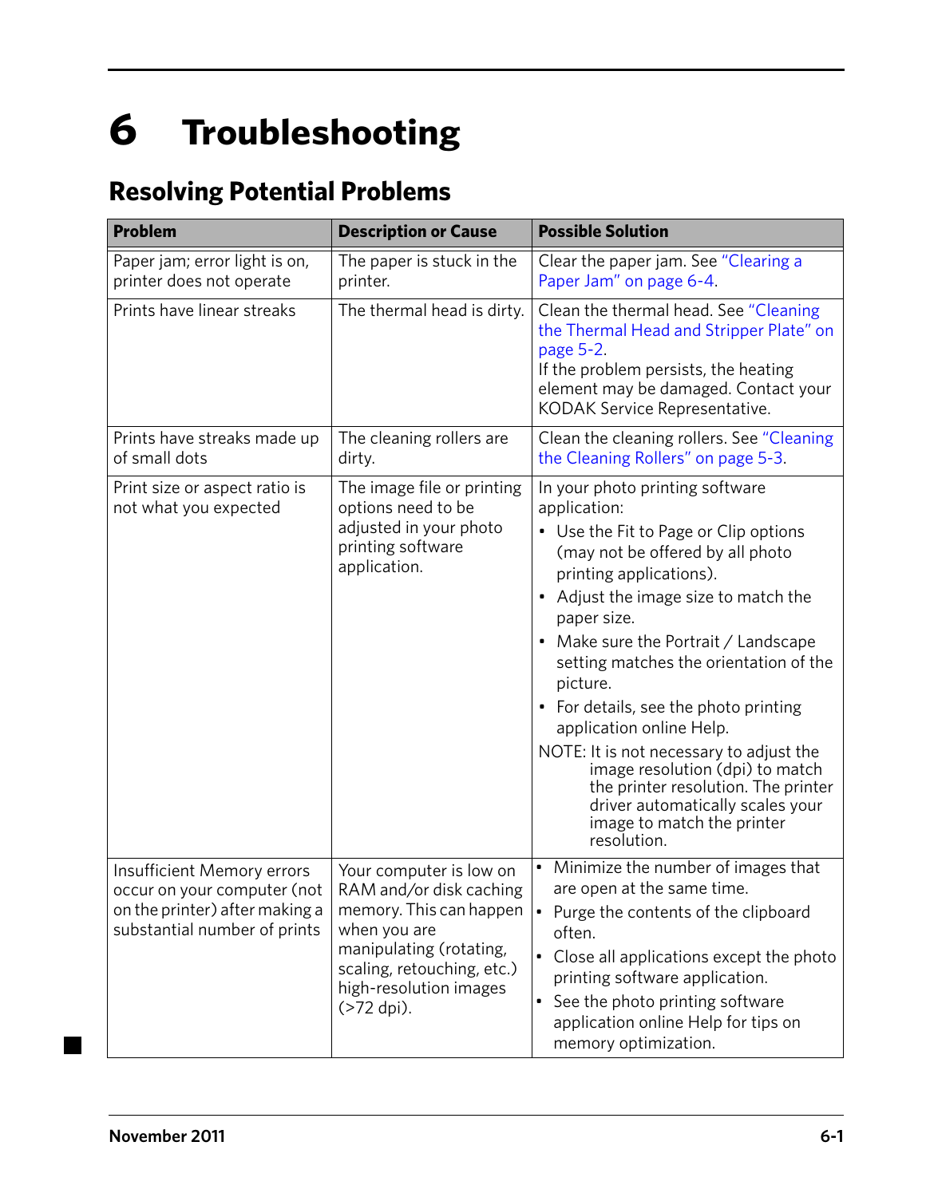# 6 Troubleshooting

## Resolving Potential Problems

| Problem | Description or Cause | Possible Solution |
|---|---|---|
| Paper jam; error light is on, printer does not operate | The paper is stuck in the printer. | Clear the paper jam. See "Clearing a Paper Jam" on page 6-4. |
| Prints have linear streaks | The thermal head is dirty. | Clean the thermal head. See "Cleaning the Thermal Head and Stripper Plate" on page 5-2.<br>If the problem persists, the heating element may be damaged. Contact your KODAK Service Representative. |
| Prints have streaks made up of small dots | The cleaning rollers are dirty. | Clean the cleaning rollers. See "Cleaning the Cleaning Rollers" on page 5-3. |
| Print size or aspect ratio is not what you expected | The image file or printing options need to be adjusted in your photo printing software application. | In your photo printing software application:<br>• Use the Fit to Page or Clip options (may not be offered by all photo printing applications).<br>• Adjust the image size to match the paper size.<br>• Make sure the Portrait / Landscape setting matches the orientation of the picture.<br>• For details, see the photo printing application online Help.<br>NOTE: It is not necessary to adjust the image resolution (dpi) to match the printer resolution. The printer driver automatically scales your image to match the printer resolution. |
| Insufficient Memory errors occur on your computer (not on the printer) after making a substantial number of prints | Your computer is low on RAM and/or disk caching memory. This can happen when you are manipulating (rotating, scaling, retouching, etc.) high-resolution images (>72 dpi). | • Minimize the number of images that are open at the same time.<br>• Purge the contents of the clipboard often.<br>• Close all applications except the photo printing software application.<br>• See the photo printing software application online Help for tips on memory optimization. |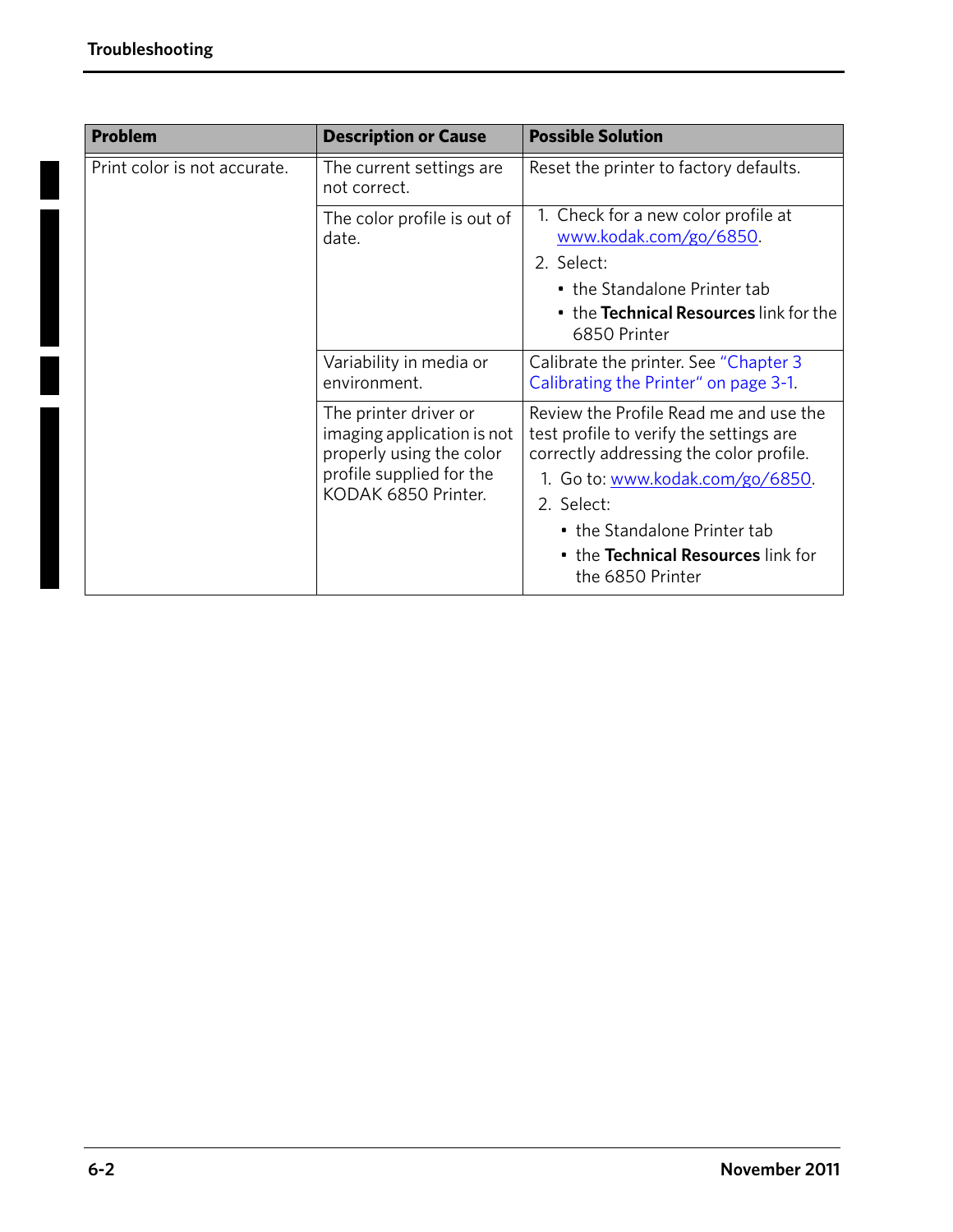| Problem | Description or Cause | Possible Solution |
|---|---|---|
| Print color is not accurate. | The current settings are not correct. | Reset the printer to factory defaults. |
| | The color profile is out of date. | 1. Check for a new color profile at www.kodak.com/go/6850.<br>2. Select:<br>• the Standalone Printer tab<br>• the **Technical Resources** link for the 6850 Printer |
| | Variability in media or environment. | Calibrate the printer. See "Chapter 3 Calibrating the Printer" on page 3-1. |
| | The printer driver or imaging application is not properly using the color profile supplied for the KODAK 6850 Printer. | Review the Profile Read me and use the test profile to verify the settings are correctly addressing the color profile.<br>1. Go to: www.kodak.com/go/6850.<br>2. Select:<br>• the Standalone Printer tab<br>• the **Technical Resources** link for the 6850 Printer |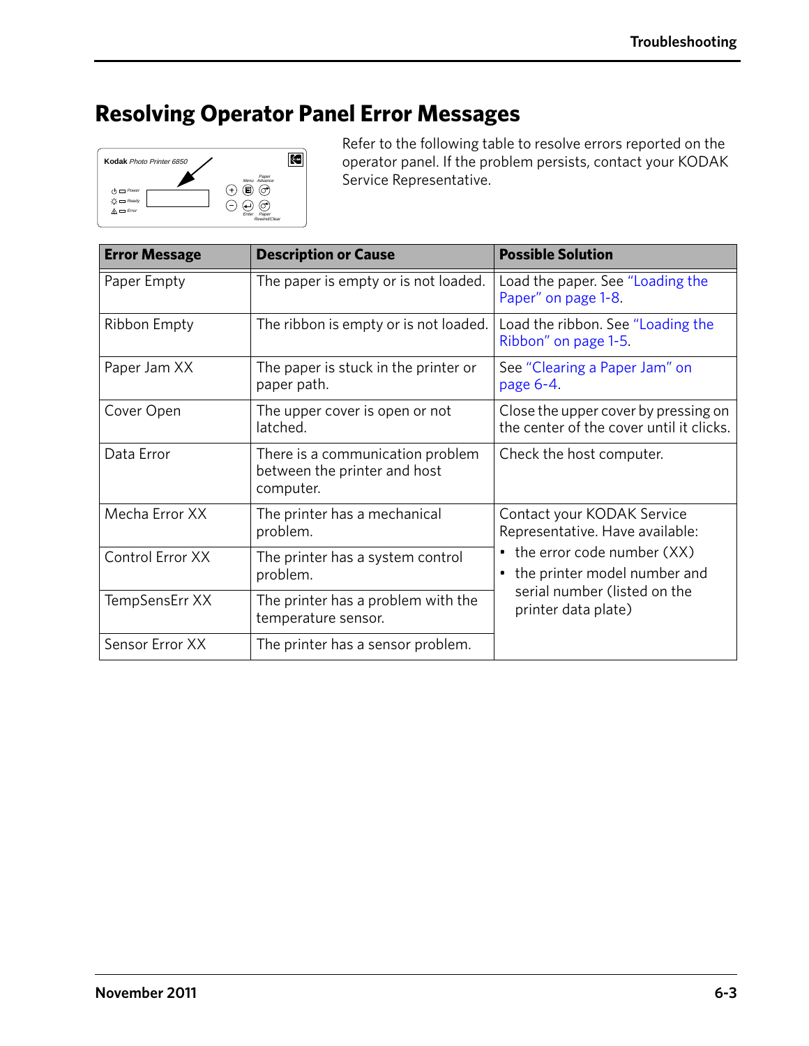# Resolving Operator Panel Error Messages

Refer to the following table to resolve errors reported on the operator panel. If the problem persists, contact your KODAK Service Representative.

| Error Message | Description or Cause | Possible Solution |
|---|---|---|
| Paper Empty | The paper is empty or is not loaded. | Load the paper. See "Loading the Paper" on page 1-8. |
| Ribbon Empty | The ribbon is empty or is not loaded. | Load the ribbon. See "Loading the Ribbon" on page 1-5. |
| Paper Jam XX | The paper is stuck in the printer or paper path. | See "Clearing a Paper Jam" on page 6-4. |
| Cover Open | The upper cover is open or not latched. | Close the upper cover by pressing on the center of the cover until it clicks. |
| Data Error | There is a communication problem between the printer and host computer. | Check the host computer. |
| Mecha Error XX | The printer has a mechanical problem. | Contact your KODAK Service Representative. Have available: <br>• the error code number (XX) <br>• the printer model number and serial number (listed on the printer data plate) |
| Control Error XX | The printer has a system control problem. | |
| TempSensErr XX | The printer has a problem with the temperature sensor. | |
| Sensor Error XX | The printer has a sensor problem. | |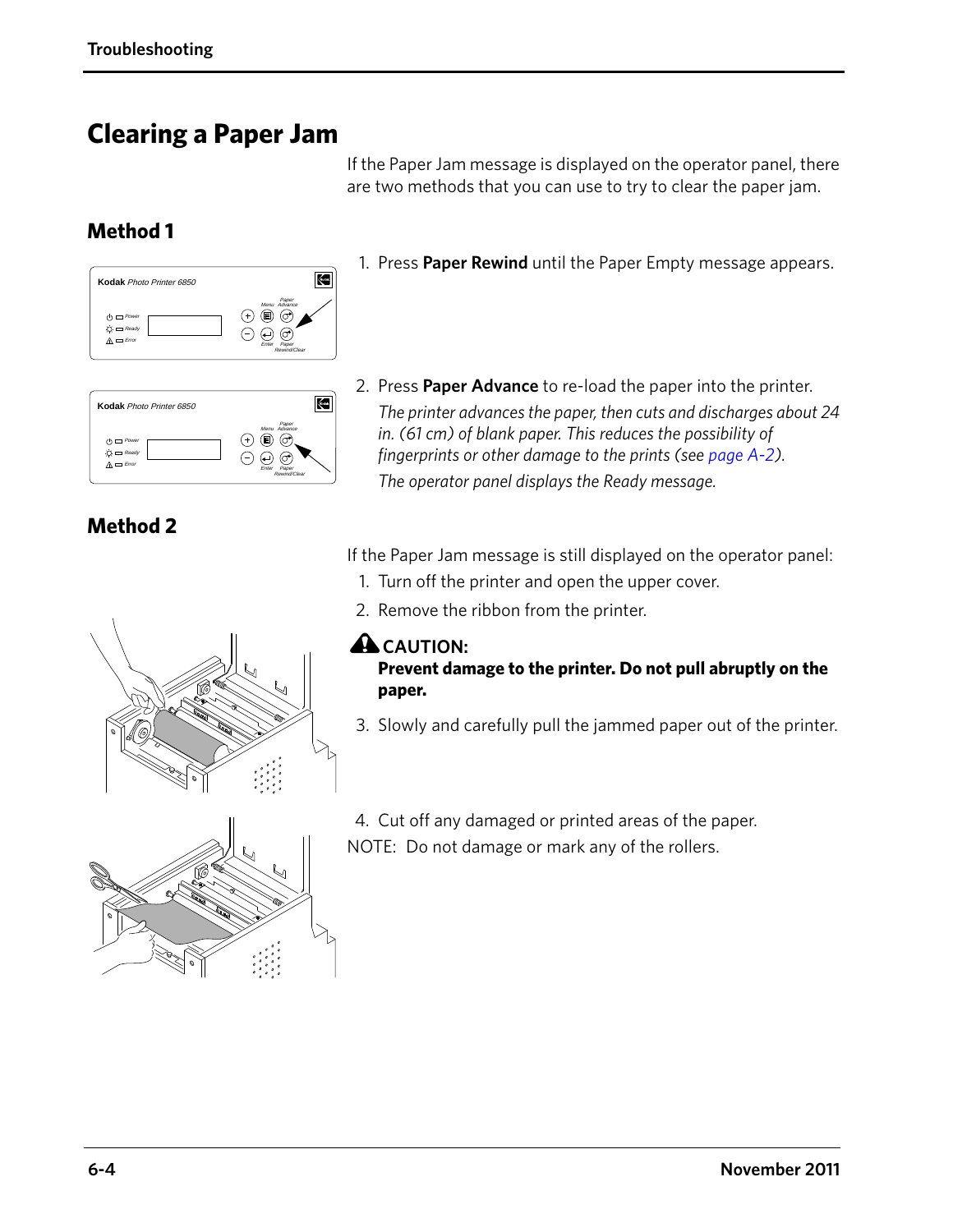# Clearing a Paper Jam

If the Paper Jam message is displayed on the operator panel, there are two methods that you can use to try to clear the paper jam.

## Method 1

1. Press **Paper Rewind** until the Paper Empty message appears.
2. Press **Paper Advance** to re-load the paper into the printer.

   *The printer advances the paper, then cuts and discharges about 24 in. (61 cm) of blank paper. This reduces the possibility of fingerprints or other damage to the prints (see page A-2).*

   *The operator panel displays the Ready message.*

## Method 2

If the Paper Jam message is still displayed on the operator panel:

1. Turn off the printer and open the upper cover.
2. Remove the ribbon from the printer.

**CAUTION:**
**Prevent damage to the printer. Do not pull abruptly on the paper.**

3. Slowly and carefully pull the jammed paper out of the printer.
4. Cut off any damaged or printed areas of the paper.

NOTE: Do not damage or mark any of the rollers.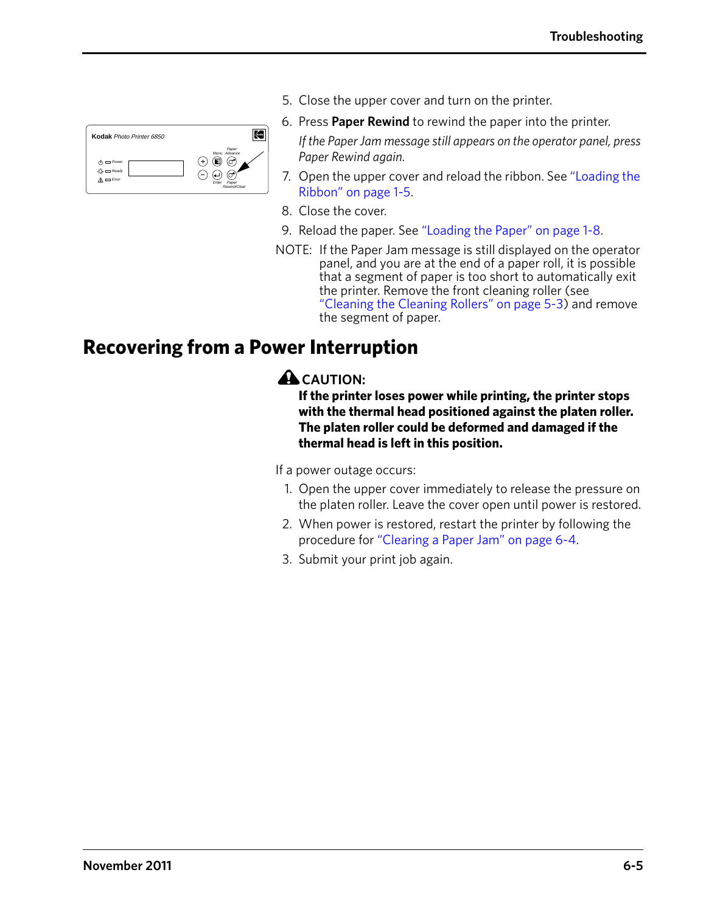5. Close the upper cover and turn on the printer.
6. Press **Paper Rewind** to rewind the paper into the printer.

   *If the Paper Jam message still appears on the operator panel, press Paper Rewind again.*
7. Open the upper cover and reload the ribbon. See "Loading the Ribbon" on page 1-5.
8. Close the cover.
9. Reload the paper. See "Loading the Paper" on page 1-8.

NOTE: If the Paper Jam message is still displayed on the operator panel, and you are at the end of a paper roll, it is possible that a segment of paper is too short to automatically exit the printer. Remove the front cleaning roller (see "Cleaning the Cleaning Rollers" on page 5-3) and remove the segment of paper.

## Recovering from a Power Interruption

**CAUTION:**

**If the printer loses power while printing, the printer stops with the thermal head positioned against the platen roller. The platen roller could be deformed and damaged if the thermal head is left in this position.**

If a power outage occurs:

1. Open the upper cover immediately to release the pressure on the platen roller. Leave the cover open until power is restored.
2. When power is restored, restart the printer by following the procedure for "Clearing a Paper Jam" on page 6-4.
3. Submit your print job again.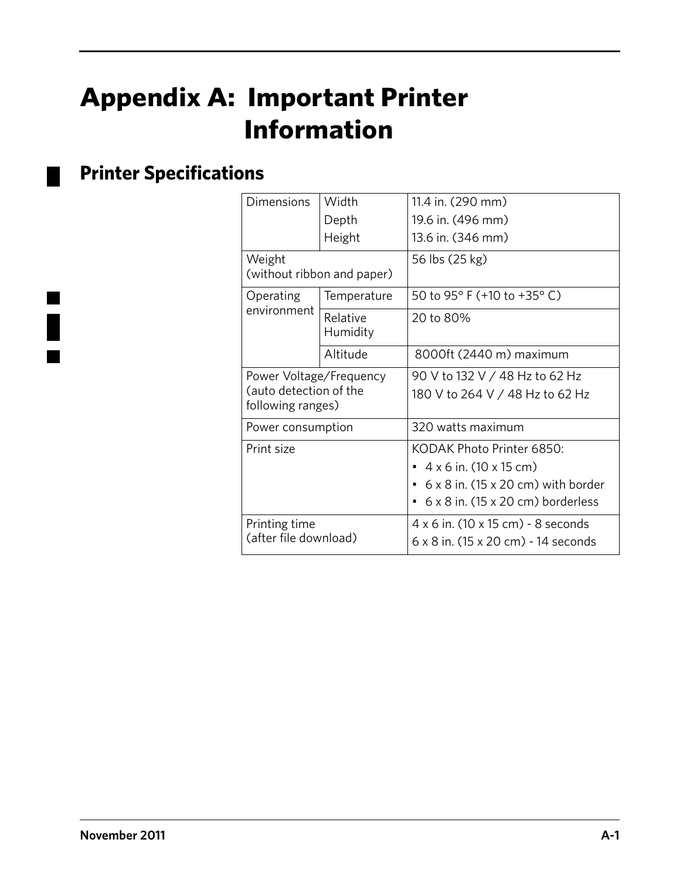# Appendix A: Important Printer Information

## Printer Specifications

| | | |
|---|---|---|
| Dimensions | Width<br>Depth<br>Height | 11.4 in. (290 mm)<br>19.6 in. (496 mm)<br>13.6 in. (346 mm) |
| Weight<br>(without ribbon and paper) | | 56 lbs (25 kg) |
| Operating environment | Temperature | 50 to 95° F (+10 to +35° C) |
| | Relative Humidity | 20 to 80% |
| | Altitude | 8000ft (2440 m) maximum |
| Power Voltage/Frequency<br>(auto detection of the following ranges) | | 90 V to 132 V / 48 Hz to 62 Hz<br>180 V to 264 V / 48 Hz to 62 Hz |
| Power consumption | | 320 watts maximum |
| Print size | | KODAK Photo Printer 6850:<br>• 4 x 6 in. (10 x 15 cm)<br>• 6 x 8 in. (15 x 20 cm) with border<br>• 6 x 8 in. (15 x 20 cm) borderless |
| Printing time<br>(after file download) | | 4 x 6 in. (10 x 15 cm) - 8 seconds<br>6 x 8 in. (15 x 20 cm) - 14 seconds |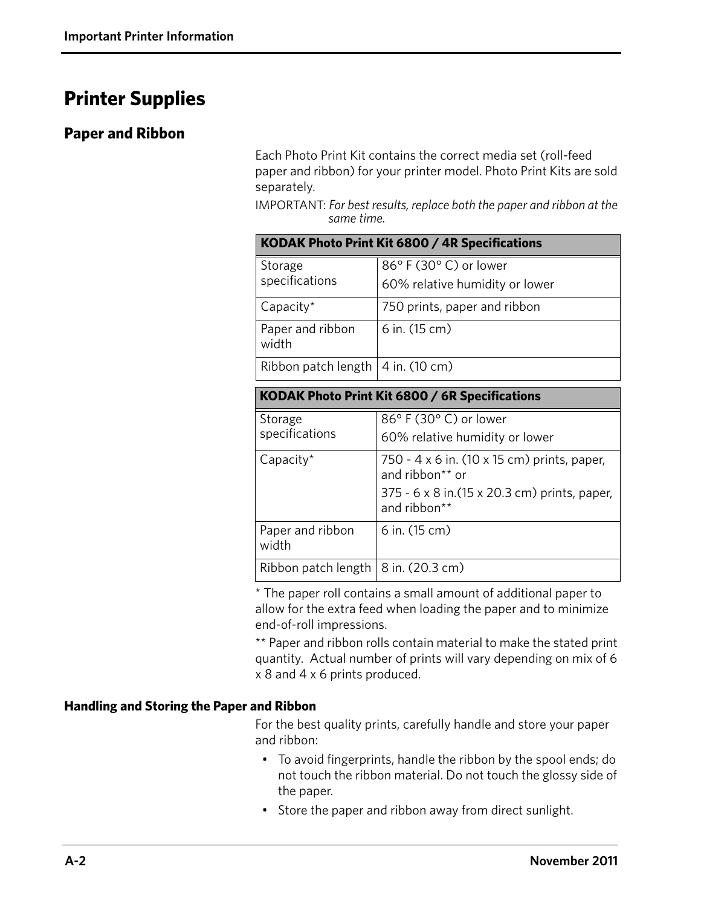# Printer Supplies

## Paper and Ribbon

Each Photo Print Kit contains the correct media set (roll-feed paper and ribbon) for your printer model. Photo Print Kits are sold separately.

IMPORTANT: *For best results, replace both the paper and ribbon at the same time.*

| KODAK Photo Print Kit 6800 / 4R Specifications | |
|---|---|
| Storage specifications | 86° F (30° C) or lower<br>60% relative humidity or lower |
| Capacity* | 750 prints, paper and ribbon |
| Paper and ribbon width | 6 in. (15 cm) |
| Ribbon patch length | 4 in. (10 cm) |

| KODAK Photo Print Kit 6800 / 6R Specifications | |
|---|---|
| Storage specifications | 86° F (30° C) or lower<br>60% relative humidity or lower |
| Capacity* | 750 - 4 x 6 in. (10 x 15 cm) prints, paper, and ribbon** or<br>375 - 6 x 8 in.(15 x 20.3 cm) prints, paper, and ribbon** |
| Paper and ribbon width | 6 in. (15 cm) |
| Ribbon patch length | 8 in. (20.3 cm) |

* The paper roll contains a small amount of additional paper to allow for the extra feed when loading the paper and to minimize end-of-roll impressions.

** Paper and ribbon rolls contain material to make the stated print quantity. Actual number of prints will vary depending on mix of 6 x 8 and 4 x 6 prints produced.

### Handling and Storing the Paper and Ribbon

For the best quality prints, carefully handle and store your paper and ribbon:

- To avoid fingerprints, handle the ribbon by the spool ends; do not touch the ribbon material. Do not touch the glossy side of the paper.
- Store the paper and ribbon away from direct sunlight.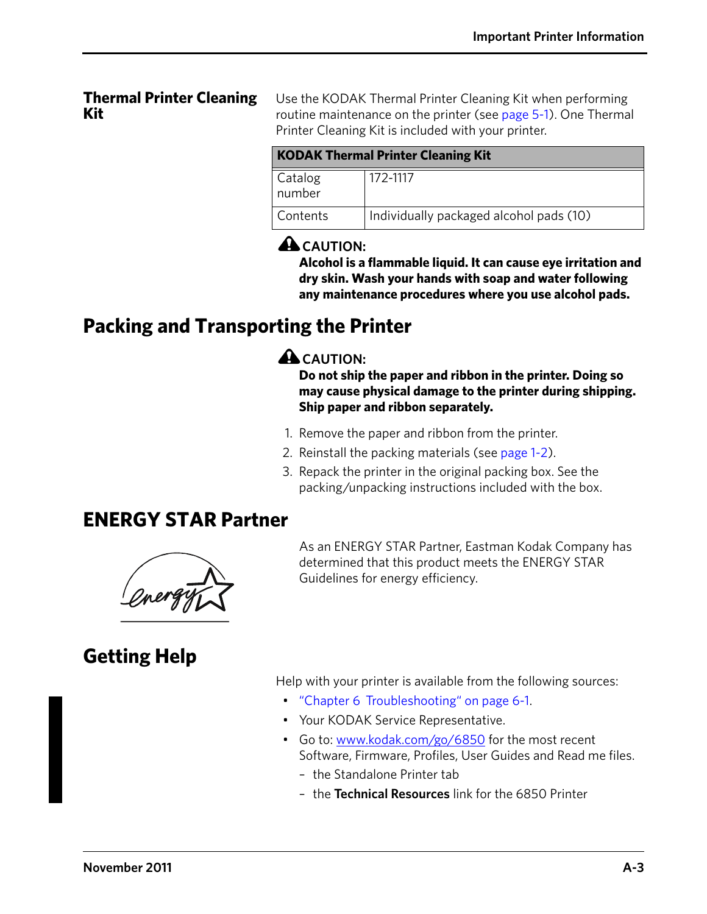### Thermal Printer Cleaning Kit

Use the KODAK Thermal Printer Cleaning Kit when performing routine maintenance on the printer (see page 5-1). One Thermal Printer Cleaning Kit is included with your printer.

| KODAK Thermal Printer Cleaning Kit | |
|---|---|
| Catalog number | 172-1117 |
| Contents | Individually packaged alcohol pads (10) |

**CAUTION:**
**Alcohol is a flammable liquid. It can cause eye irritation and dry skin. Wash your hands with soap and water following any maintenance procedures where you use alcohol pads.**

## Packing and Transporting the Printer

**CAUTION:**
**Do not ship the paper and ribbon in the printer. Doing so may cause physical damage to the printer during shipping. Ship paper and ribbon separately.**

1. Remove the paper and ribbon from the printer.
2. Reinstall the packing materials (see page 1-2).
3. Repack the printer in the original packing box. See the packing/unpacking instructions included with the box.

## ENERGY STAR Partner

As an ENERGY STAR Partner, Eastman Kodak Company has determined that this product meets the ENERGY STAR Guidelines for energy efficiency.

## Getting Help

Help with your printer is available from the following sources:

- "Chapter 6 Troubleshooting" on page 6-1.
- Your KODAK Service Representative.
- Go to: www.kodak.com/go/6850 for the most recent Software, Firmware, Profiles, User Guides and Read me files.
  - the Standalone Printer tab
  - the **Technical Resources** link for the 6850 Printer